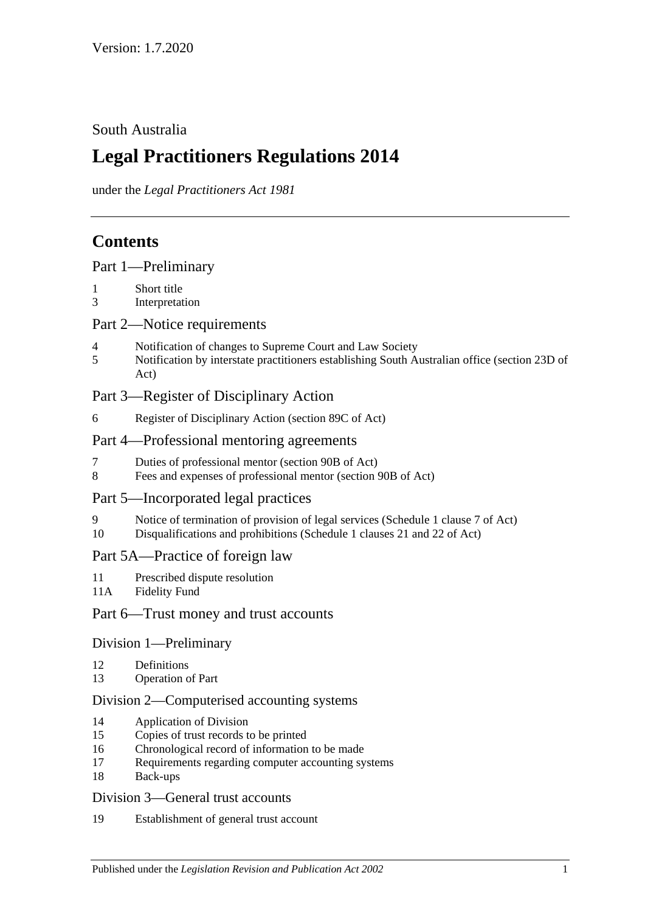Version: 1.7.2020

South Australia

# Legal Practitioners Regulations 2014

under the *Legal Practitioners Act 1981*

## Contents

### Part 1—Preliminary

1 Short title
3 Interpretation

### Part 2—Notice requirements

4 Notification of changes to Supreme Court and Law Society
5 Notification by interstate practitioners establishing South Australian office (section 23D of Act)

### Part 3—Register of Disciplinary Action

6 Register of Disciplinary Action (section 89C of Act)

### Part 4—Professional mentoring agreements

7 Duties of professional mentor (section 90B of Act)
8 Fees and expenses of professional mentor (section 90B of Act)

### Part 5—Incorporated legal practices

9 Notice of termination of provision of legal services (Schedule 1 clause 7 of Act)
10 Disqualifications and prohibitions (Schedule 1 clauses 21 and 22 of Act)

### Part 5A—Practice of foreign law

11 Prescribed dispute resolution
11A Fidelity Fund

### Part 6—Trust money and trust accounts

#### Division 1—Preliminary

12 Definitions
13 Operation of Part

#### Division 2—Computerised accounting systems

14 Application of Division
15 Copies of trust records to be printed
16 Chronological record of information to be made
17 Requirements regarding computer accounting systems
18 Back-ups

#### Division 3—General trust accounts

19 Establishment of general trust account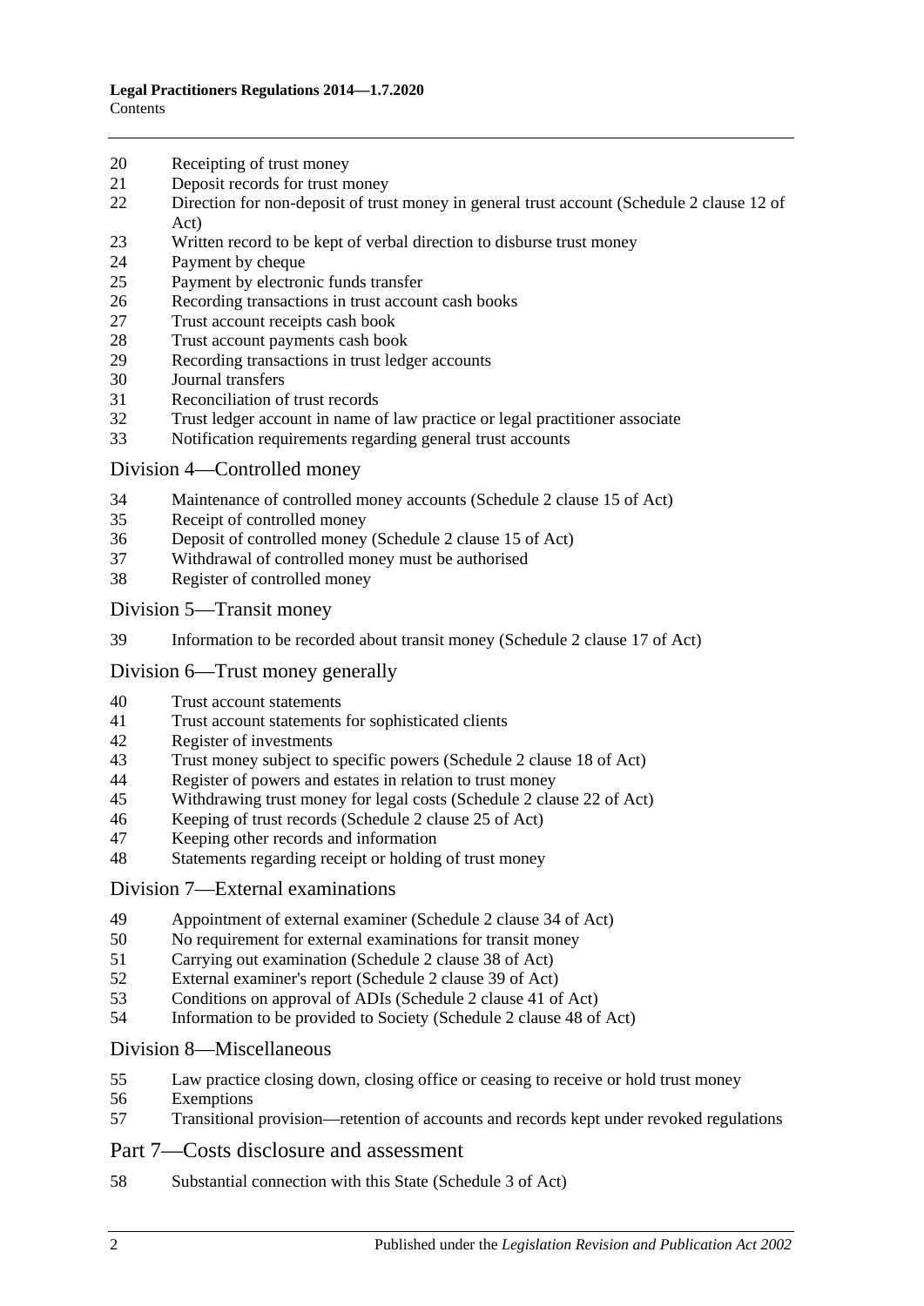20 Receipting of trust money
21 Deposit records for trust money
22 Direction for non-deposit of trust money in general trust account (Schedule 2 clause 12 of Act)
23 Written record to be kept of verbal direction to disburse trust money
24 Payment by cheque
25 Payment by electronic funds transfer
26 Recording transactions in trust account cash books
27 Trust account receipts cash book
28 Trust account payments cash book
29 Recording transactions in trust ledger accounts
30 Journal transfers
31 Reconciliation of trust records
32 Trust ledger account in name of law practice or legal practitioner associate
33 Notification requirements regarding general trust accounts

## Division 4—Controlled money

34 Maintenance of controlled money accounts (Schedule 2 clause 15 of Act)
35 Receipt of controlled money
36 Deposit of controlled money (Schedule 2 clause 15 of Act)
37 Withdrawal of controlled money must be authorised
38 Register of controlled money

## Division 5—Transit money

39 Information to be recorded about transit money (Schedule 2 clause 17 of Act)

## Division 6—Trust money generally

40 Trust account statements
41 Trust account statements for sophisticated clients
42 Register of investments
43 Trust money subject to specific powers (Schedule 2 clause 18 of Act)
44 Register of powers and estates in relation to trust money
45 Withdrawing trust money for legal costs (Schedule 2 clause 22 of Act)
46 Keeping of trust records (Schedule 2 clause 25 of Act)
47 Keeping other records and information
48 Statements regarding receipt or holding of trust money

## Division 7—External examinations

49 Appointment of external examiner (Schedule 2 clause 34 of Act)
50 No requirement for external examinations for transit money
51 Carrying out examination (Schedule 2 clause 38 of Act)
52 External examiner's report (Schedule 2 clause 39 of Act)
53 Conditions on approval of ADIs (Schedule 2 clause 41 of Act)
54 Information to be provided to Society (Schedule 2 clause 48 of Act)

## Division 8—Miscellaneous

55 Law practice closing down, closing office or ceasing to receive or hold trust money
56 Exemptions
57 Transitional provision—retention of accounts and records kept under revoked regulations

# Part 7—Costs disclosure and assessment

58 Substantial connection with this State (Schedule 3 of Act)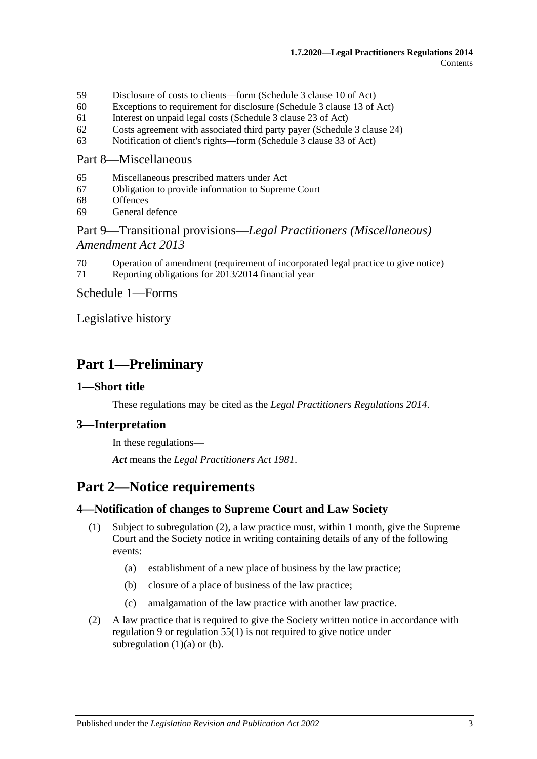59 Disclosure of costs to clients—form (Schedule 3 clause 10 of Act)
60 Exceptions to requirement for disclosure (Schedule 3 clause 13 of Act)
61 Interest on unpaid legal costs (Schedule 3 clause 23 of Act)
62 Costs agreement with associated third party payer (Schedule 3 clause 24)
63 Notification of client's rights—form (Schedule 3 clause 33 of Act)

Part 8—Miscellaneous

65 Miscellaneous prescribed matters under Act
67 Obligation to provide information to Supreme Court
68 Offences
69 General defence

Part 9—Transitional provisions—*Legal Practitioners (Miscellaneous) Amendment Act 2013*

70 Operation of amendment (requirement of incorporated legal practice to give notice)
71 Reporting obligations for 2013/2014 financial year

Schedule 1—Forms

Legislative history

# Part 1—Preliminary

## 1—Short title

These regulations may be cited as the *Legal Practitioners Regulations 2014*.

## 3—Interpretation

In these regulations—

***Act*** means the *Legal Practitioners Act 1981*.

# Part 2—Notice requirements

## 4—Notification of changes to Supreme Court and Law Society

(1) Subject to subregulation (2), a law practice must, within 1 month, give the Supreme Court and the Society notice in writing containing details of any of the following events:

(a) establishment of a new place of business by the law practice;

(b) closure of a place of business of the law practice;

(c) amalgamation of the law practice with another law practice.

(2) A law practice that is required to give the Society written notice in accordance with regulation 9 or regulation 55(1) is not required to give notice under subregulation (1)(a) or (b).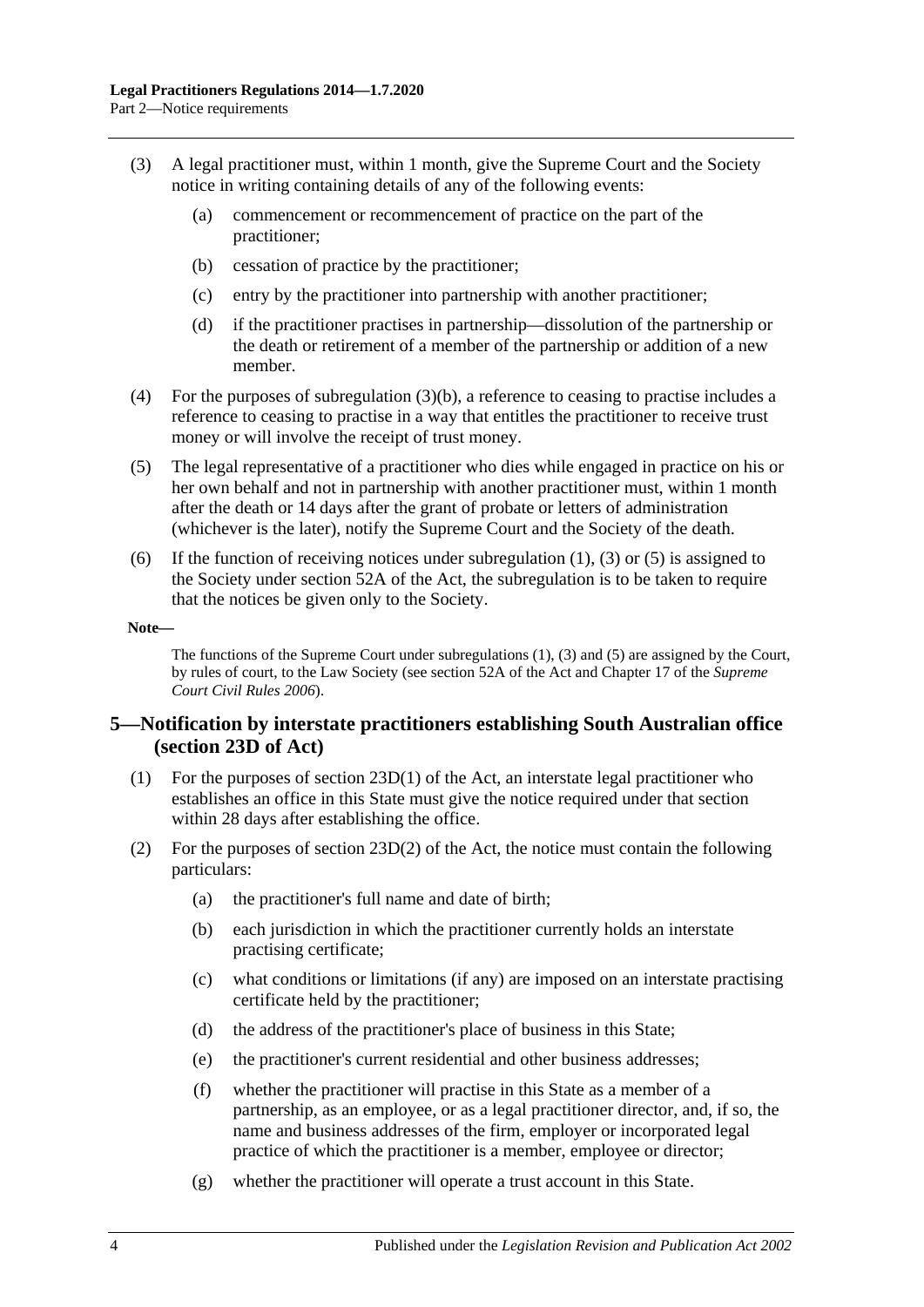(3) A legal practitioner must, within 1 month, give the Supreme Court and the Society notice in writing containing details of any of the following events:

(a) commencement or recommencement of practice on the part of the practitioner;

(b) cessation of practice by the practitioner;

(c) entry by the practitioner into partnership with another practitioner;

(d) if the practitioner practises in partnership—dissolution of the partnership or the death or retirement of a member of the partnership or addition of a new member.

(4) For the purposes of subregulation (3)(b), a reference to ceasing to practise includes a reference to ceasing to practise in a way that entitles the practitioner to receive trust money or will involve the receipt of trust money.

(5) The legal representative of a practitioner who dies while engaged in practice on his or her own behalf and not in partnership with another practitioner must, within 1 month after the death or 14 days after the grant of probate or letters of administration (whichever is the later), notify the Supreme Court and the Society of the death.

(6) If the function of receiving notices under subregulation (1), (3) or (5) is assigned to the Society under section 52A of the Act, the subregulation is to be taken to require that the notices be given only to the Society.

**Note—**

The functions of the Supreme Court under subregulations (1), (3) and (5) are assigned by the Court, by rules of court, to the Law Society (see section 52A of the Act and Chapter 17 of the *Supreme Court Civil Rules 2006*).

## 5—Notification by interstate practitioners establishing South Australian office (section 23D of Act)

(1) For the purposes of section 23D(1) of the Act, an interstate legal practitioner who establishes an office in this State must give the notice required under that section within 28 days after establishing the office.

(2) For the purposes of section 23D(2) of the Act, the notice must contain the following particulars:

(a) the practitioner's full name and date of birth;

(b) each jurisdiction in which the practitioner currently holds an interstate practising certificate;

(c) what conditions or limitations (if any) are imposed on an interstate practising certificate held by the practitioner;

(d) the address of the practitioner's place of business in this State;

(e) the practitioner's current residential and other business addresses;

(f) whether the practitioner will practise in this State as a member of a partnership, as an employee, or as a legal practitioner director, and, if so, the name and business addresses of the firm, employer or incorporated legal practice of which the practitioner is a member, employee or director;

(g) whether the practitioner will operate a trust account in this State.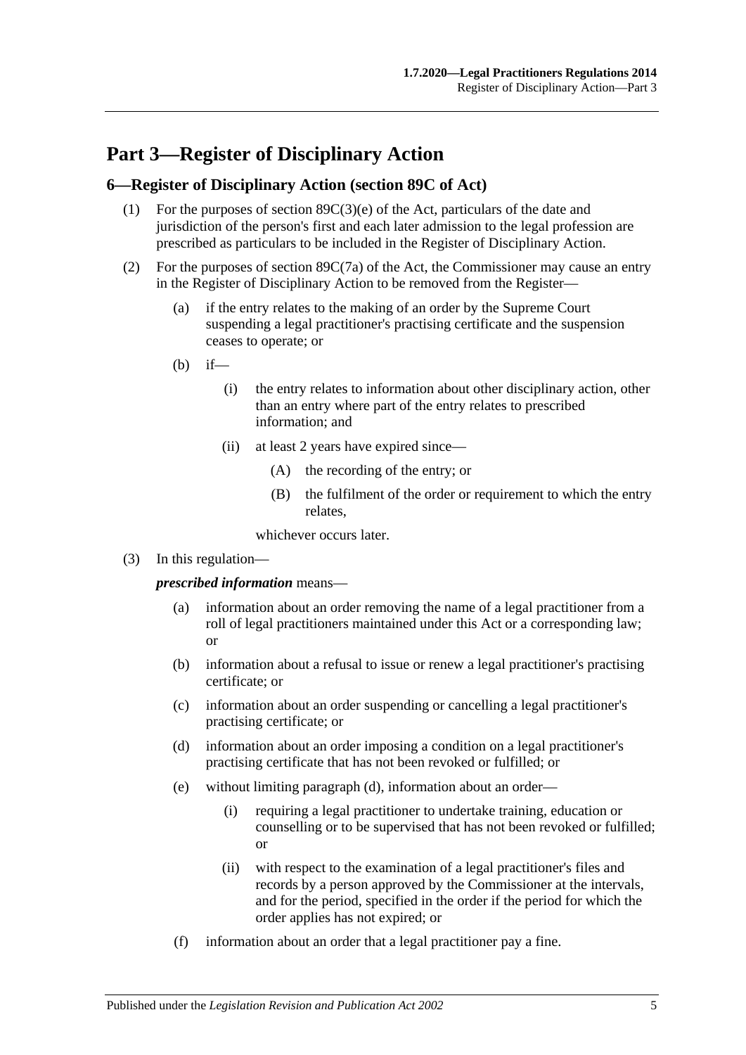# Part 3—Register of Disciplinary Action

## 6—Register of Disciplinary Action (section 89C of Act)

(1) For the purposes of section 89C(3)(e) of the Act, particulars of the date and jurisdiction of the person's first and each later admission to the legal profession are prescribed as particulars to be included in the Register of Disciplinary Action.

(2) For the purposes of section 89C(7a) of the Act, the Commissioner may cause an entry in the Register of Disciplinary Action to be removed from the Register—

(a) if the entry relates to the making of an order by the Supreme Court suspending a legal practitioner's practising certificate and the suspension ceases to operate; or

(b) if—

(i) the entry relates to information about other disciplinary action, other than an entry where part of the entry relates to prescribed information; and

(ii) at least 2 years have expired since—

(A) the recording of the entry; or

(B) the fulfilment of the order or requirement to which the entry relates,

whichever occurs later.

(3) In this regulation—

***prescribed information*** means—

(a) information about an order removing the name of a legal practitioner from a roll of legal practitioners maintained under this Act or a corresponding law; or

(b) information about a refusal to issue or renew a legal practitioner's practising certificate; or

(c) information about an order suspending or cancelling a legal practitioner's practising certificate; or

(d) information about an order imposing a condition on a legal practitioner's practising certificate that has not been revoked or fulfilled; or

(e) without limiting paragraph (d), information about an order—

(i) requiring a legal practitioner to undertake training, education or counselling or to be supervised that has not been revoked or fulfilled; or

(ii) with respect to the examination of a legal practitioner's files and records by a person approved by the Commissioner at the intervals, and for the period, specified in the order if the period for which the order applies has not expired; or

(f) information about an order that a legal practitioner pay a fine.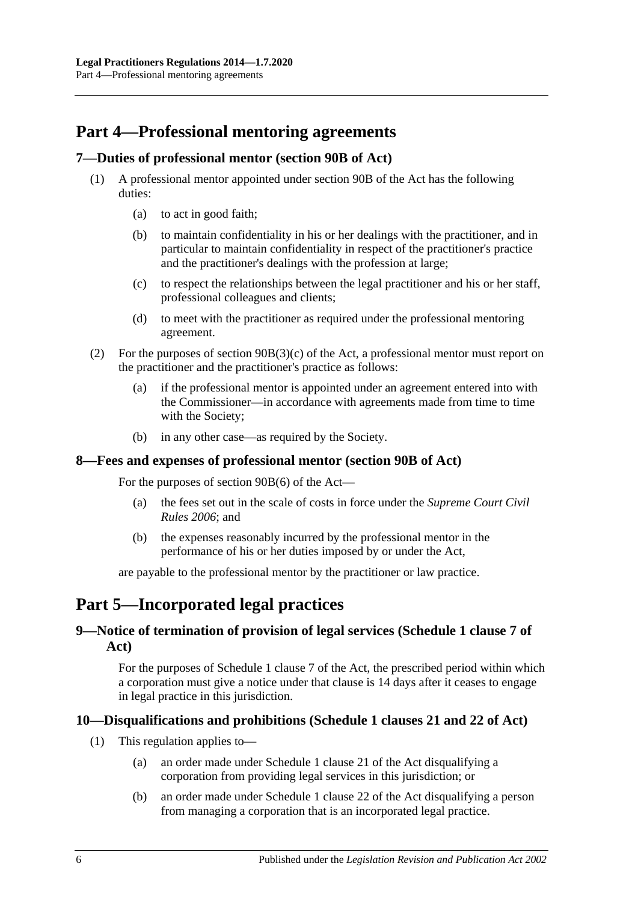# Part 4—Professional mentoring agreements

## 7—Duties of professional mentor (section 90B of Act)

(1) A professional mentor appointed under section 90B of the Act has the following duties:

(a) to act in good faith;

(b) to maintain confidentiality in his or her dealings with the practitioner, and in particular to maintain confidentiality in respect of the practitioner's practice and the practitioner's dealings with the profession at large;

(c) to respect the relationships between the legal practitioner and his or her staff, professional colleagues and clients;

(d) to meet with the practitioner as required under the professional mentoring agreement.

(2) For the purposes of section 90B(3)(c) of the Act, a professional mentor must report on the practitioner and the practitioner's practice as follows:

(a) if the professional mentor is appointed under an agreement entered into with the Commissioner—in accordance with agreements made from time to time with the Society;

(b) in any other case—as required by the Society.

## 8—Fees and expenses of professional mentor (section 90B of Act)

For the purposes of section 90B(6) of the Act—

(a) the fees set out in the scale of costs in force under the *Supreme Court Civil Rules 2006*; and

(b) the expenses reasonably incurred by the professional mentor in the performance of his or her duties imposed by or under the Act,

are payable to the professional mentor by the practitioner or law practice.

# Part 5—Incorporated legal practices

## 9—Notice of termination of provision of legal services (Schedule 1 clause 7 of Act)

For the purposes of Schedule 1 clause 7 of the Act, the prescribed period within which a corporation must give a notice under that clause is 14 days after it ceases to engage in legal practice in this jurisdiction.

## 10—Disqualifications and prohibitions (Schedule 1 clauses 21 and 22 of Act)

(1) This regulation applies to—

(a) an order made under Schedule 1 clause 21 of the Act disqualifying a corporation from providing legal services in this jurisdiction; or

(b) an order made under Schedule 1 clause 22 of the Act disqualifying a person from managing a corporation that is an incorporated legal practice.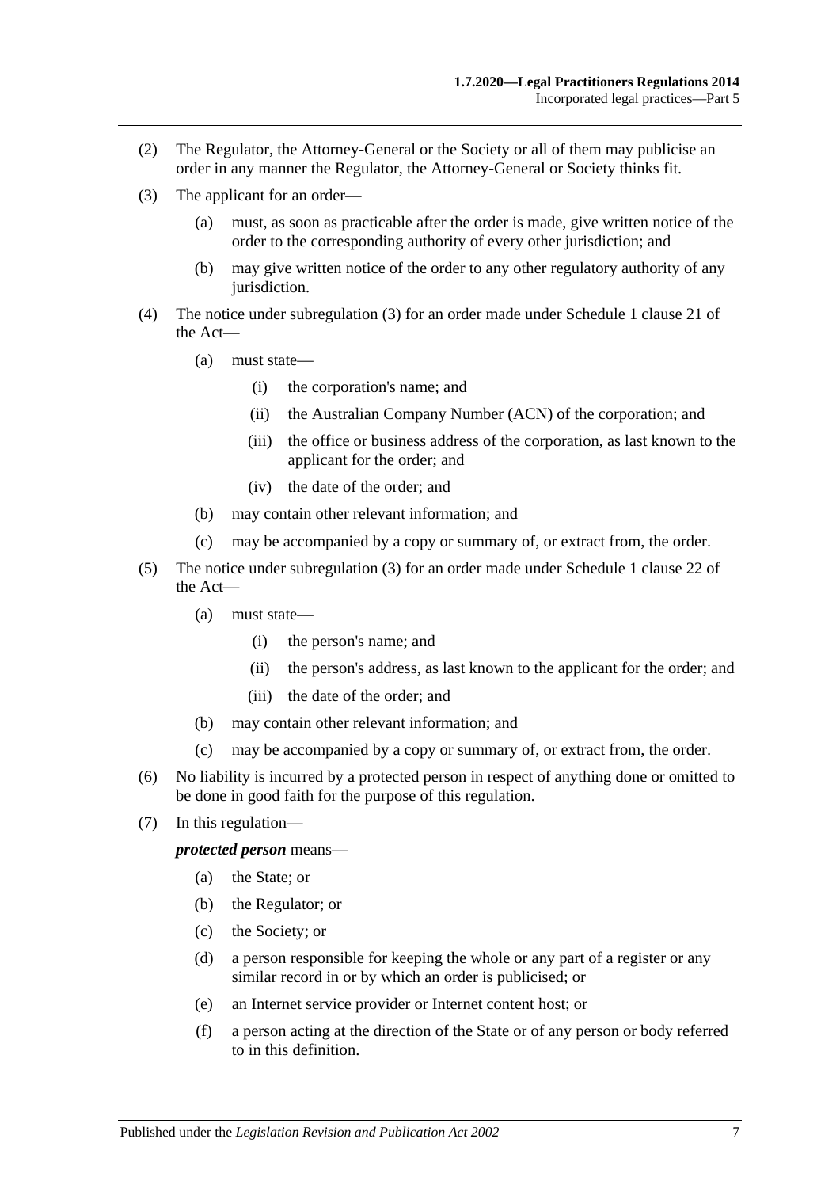(2) The Regulator, the Attorney-General or the Society or all of them may publicise an order in any manner the Regulator, the Attorney-General or Society thinks fit.

(3) The applicant for an order—

  (a) must, as soon as practicable after the order is made, give written notice of the order to the corresponding authority of every other jurisdiction; and

  (b) may give written notice of the order to any other regulatory authority of any jurisdiction.

(4) The notice under subregulation (3) for an order made under Schedule 1 clause 21 of the Act—

  (a) must state—

    (i) the corporation's name; and

    (ii) the Australian Company Number (ACN) of the corporation; and

    (iii) the office or business address of the corporation, as last known to the applicant for the order; and

    (iv) the date of the order; and

  (b) may contain other relevant information; and

  (c) may be accompanied by a copy or summary of, or extract from, the order.

(5) The notice under subregulation (3) for an order made under Schedule 1 clause 22 of the Act—

  (a) must state—

    (i) the person's name; and

    (ii) the person's address, as last known to the applicant for the order; and

    (iii) the date of the order; and

  (b) may contain other relevant information; and

  (c) may be accompanied by a copy or summary of, or extract from, the order.

(6) No liability is incurred by a protected person in respect of anything done or omitted to be done in good faith for the purpose of this regulation.

(7) In this regulation—

***protected person*** means—

  (a) the State; or

  (b) the Regulator; or

  (c) the Society; or

  (d) a person responsible for keeping the whole or any part of a register or any similar record in or by which an order is publicised; or

  (e) an Internet service provider or Internet content host; or

  (f) a person acting at the direction of the State or of any person or body referred to in this definition.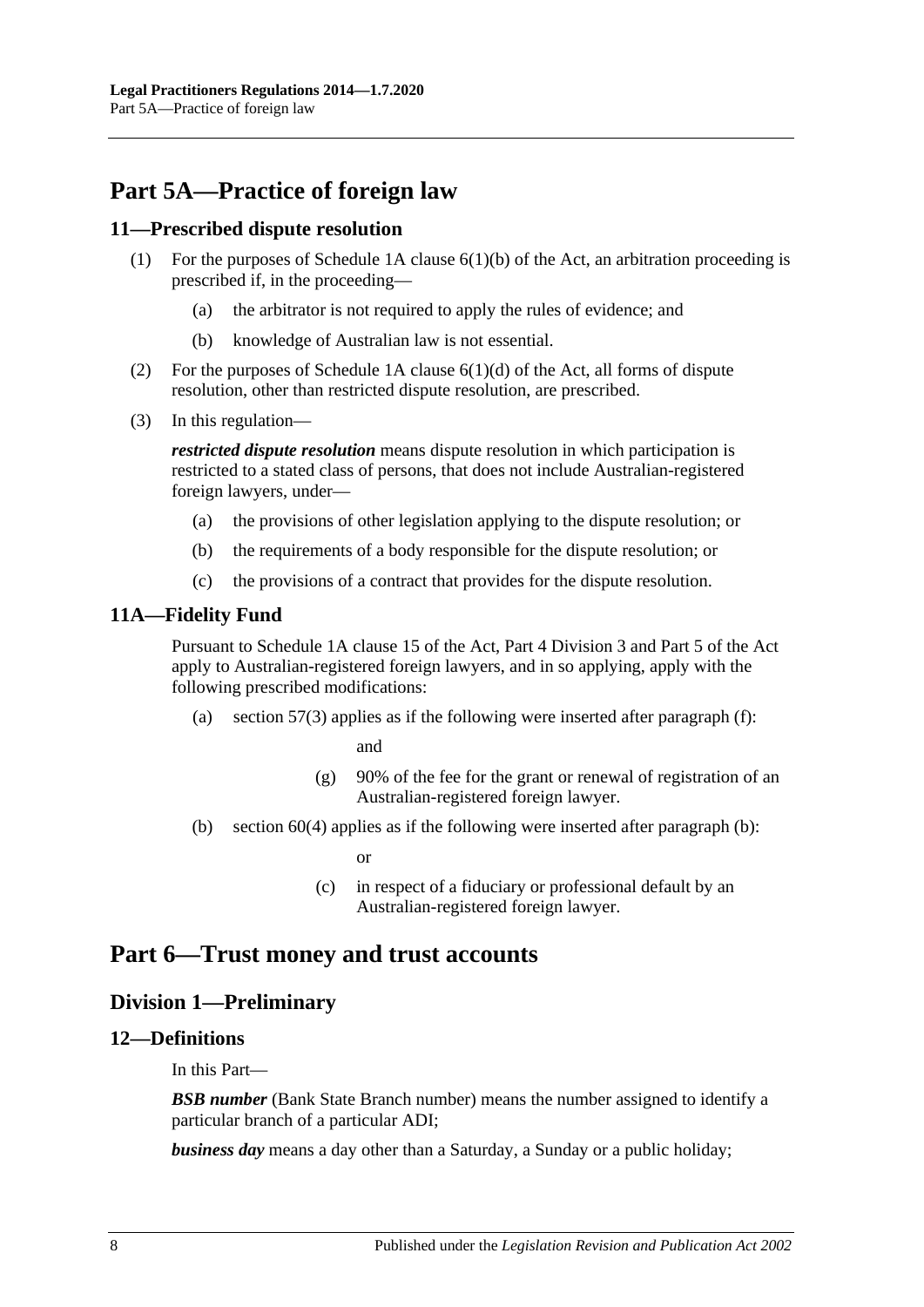## Part 5A—Practice of foreign law

### 11—Prescribed dispute resolution

(1) For the purposes of Schedule 1A clause 6(1)(b) of the Act, an arbitration proceeding is prescribed if, in the proceeding—

  (a) the arbitrator is not required to apply the rules of evidence; and

  (b) knowledge of Australian law is not essential.

(2) For the purposes of Schedule 1A clause 6(1)(d) of the Act, all forms of dispute resolution, other than restricted dispute resolution, are prescribed.

(3) In this regulation—

***restricted dispute resolution*** means dispute resolution in which participation is restricted to a stated class of persons, that does not include Australian-registered foreign lawyers, under—

  (a) the provisions of other legislation applying to the dispute resolution; or

  (b) the requirements of a body responsible for the dispute resolution; or

  (c) the provisions of a contract that provides for the dispute resolution.

### 11A—Fidelity Fund

Pursuant to Schedule 1A clause 15 of the Act, Part 4 Division 3 and Part 5 of the Act apply to Australian-registered foreign lawyers, and in so applying, apply with the following prescribed modifications:

  (a) section 57(3) applies as if the following were inserted after paragraph (f):

    and

    (g) 90% of the fee for the grant or renewal of registration of an Australian-registered foreign lawyer.

  (b) section 60(4) applies as if the following were inserted after paragraph (b):

    or

    (c) in respect of a fiduciary or professional default by an Australian-registered foreign lawyer.

## Part 6—Trust money and trust accounts

### Division 1—Preliminary

### 12—Definitions

In this Part—

***BSB number*** (Bank State Branch number) means the number assigned to identify a particular branch of a particular ADI;

***business day*** means a day other than a Saturday, a Sunday or a public holiday;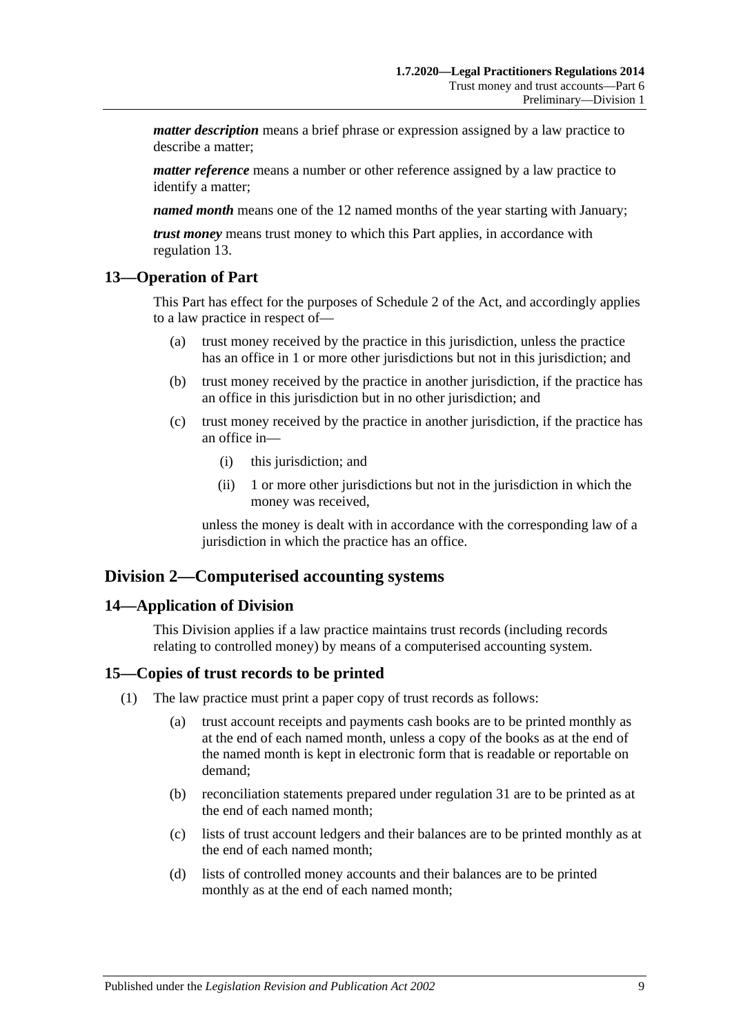***matter description*** means a brief phrase or expression assigned by a law practice to describe a matter;

***matter reference*** means a number or other reference assigned by a law practice to identify a matter;

***named month*** means one of the 12 named months of the year starting with January;

***trust money*** means trust money to which this Part applies, in accordance with regulation 13.

## 13—Operation of Part

This Part has effect for the purposes of Schedule 2 of the Act, and accordingly applies to a law practice in respect of—

(a) trust money received by the practice in this jurisdiction, unless the practice has an office in 1 or more other jurisdictions but not in this jurisdiction; and

(b) trust money received by the practice in another jurisdiction, if the practice has an office in this jurisdiction but in no other jurisdiction; and

(c) trust money received by the practice in another jurisdiction, if the practice has an office in—

(i) this jurisdiction; and

(ii) 1 or more other jurisdictions but not in the jurisdiction in which the money was received,

unless the money is dealt with in accordance with the corresponding law of a jurisdiction in which the practice has an office.

# Division 2—Computerised accounting systems

## 14—Application of Division

This Division applies if a law practice maintains trust records (including records relating to controlled money) by means of a computerised accounting system.

## 15—Copies of trust records to be printed

(1) The law practice must print a paper copy of trust records as follows:

(a) trust account receipts and payments cash books are to be printed monthly as at the end of each named month, unless a copy of the books as at the end of the named month is kept in electronic form that is readable or reportable on demand;

(b) reconciliation statements prepared under regulation 31 are to be printed as at the end of each named month;

(c) lists of trust account ledgers and their balances are to be printed monthly as at the end of each named month;

(d) lists of controlled money accounts and their balances are to be printed monthly as at the end of each named month;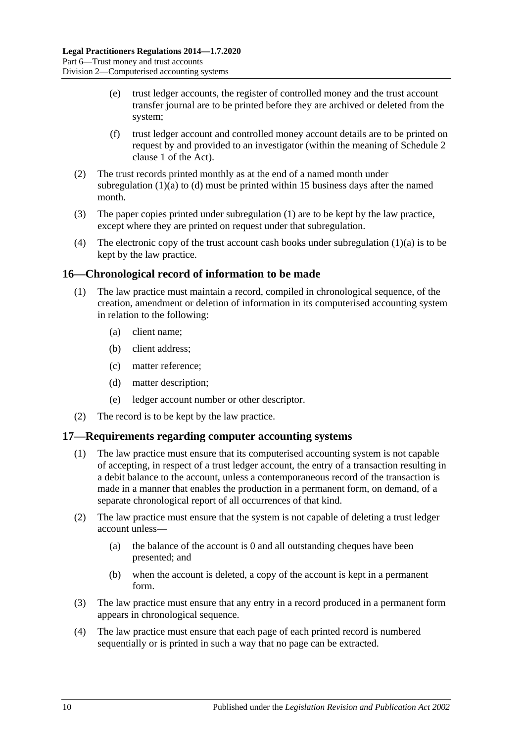(e) trust ledger accounts, the register of controlled money and the trust account transfer journal are to be printed before they are archived or deleted from the system;

(f) trust ledger account and controlled money account details are to be printed on request by and provided to an investigator (within the meaning of Schedule 2 clause 1 of the Act).

(2) The trust records printed monthly as at the end of a named month under subregulation (1)(a) to (d) must be printed within 15 business days after the named month.

(3) The paper copies printed under subregulation (1) are to be kept by the law practice, except where they are printed on request under that subregulation.

(4) The electronic copy of the trust account cash books under subregulation (1)(a) is to be kept by the law practice.

## 16—Chronological record of information to be made

(1) The law practice must maintain a record, compiled in chronological sequence, of the creation, amendment or deletion of information in its computerised accounting system in relation to the following:

(a) client name;

(b) client address;

(c) matter reference;

(d) matter description;

(e) ledger account number or other descriptor.

(2) The record is to be kept by the law practice.

## 17—Requirements regarding computer accounting systems

(1) The law practice must ensure that its computerised accounting system is not capable of accepting, in respect of a trust ledger account, the entry of a transaction resulting in a debit balance to the account, unless a contemporaneous record of the transaction is made in a manner that enables the production in a permanent form, on demand, of a separate chronological report of all occurrences of that kind.

(2) The law practice must ensure that the system is not capable of deleting a trust ledger account unless—

(a) the balance of the account is 0 and all outstanding cheques have been presented; and

(b) when the account is deleted, a copy of the account is kept in a permanent form.

(3) The law practice must ensure that any entry in a record produced in a permanent form appears in chronological sequence.

(4) The law practice must ensure that each page of each printed record is numbered sequentially or is printed in such a way that no page can be extracted.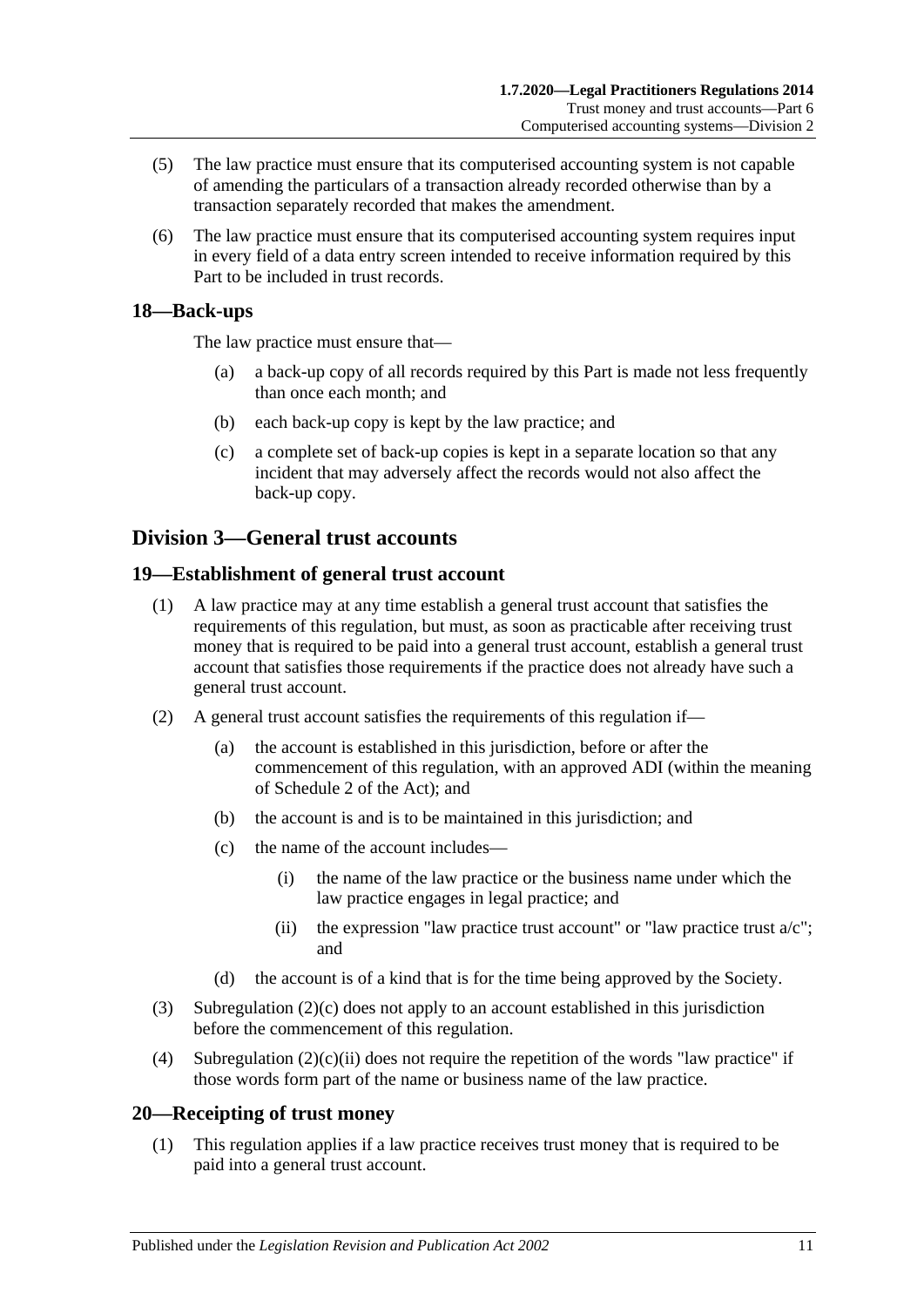(5) The law practice must ensure that its computerised accounting system is not capable of amending the particulars of a transaction already recorded otherwise than by a transaction separately recorded that makes the amendment.

(6) The law practice must ensure that its computerised accounting system requires input in every field of a data entry screen intended to receive information required by this Part to be included in trust records.

### 18—Back-ups

The law practice must ensure that—

(a) a back-up copy of all records required by this Part is made not less frequently than once each month; and

(b) each back-up copy is kept by the law practice; and

(c) a complete set of back-up copies is kept in a separate location so that any incident that may adversely affect the records would not also affect the back-up copy.

## Division 3—General trust accounts

### 19—Establishment of general trust account

(1) A law practice may at any time establish a general trust account that satisfies the requirements of this regulation, but must, as soon as practicable after receiving trust money that is required to be paid into a general trust account, establish a general trust account that satisfies those requirements if the practice does not already have such a general trust account.

(2) A general trust account satisfies the requirements of this regulation if—

(a) the account is established in this jurisdiction, before or after the commencement of this regulation, with an approved ADI (within the meaning of Schedule 2 of the Act); and

(b) the account is and is to be maintained in this jurisdiction; and

(c) the name of the account includes—

(i) the name of the law practice or the business name under which the law practice engages in legal practice; and

(ii) the expression "law practice trust account" or "law practice trust a/c"; and

(d) the account is of a kind that is for the time being approved by the Society.

(3) Subregulation (2)(c) does not apply to an account established in this jurisdiction before the commencement of this regulation.

(4) Subregulation (2)(c)(ii) does not require the repetition of the words "law practice" if those words form part of the name or business name of the law practice.

### 20—Receipting of trust money

(1) This regulation applies if a law practice receives trust money that is required to be paid into a general trust account.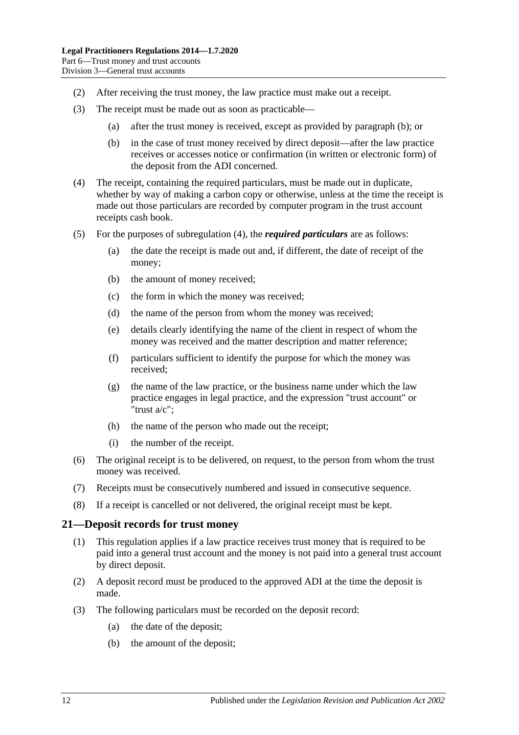(2) After receiving the trust money, the law practice must make out a receipt.

(3) The receipt must be made out as soon as practicable—

(a) after the trust money is received, except as provided by paragraph (b); or

(b) in the case of trust money received by direct deposit—after the law practice receives or accesses notice or confirmation (in written or electronic form) of the deposit from the ADI concerned.

(4) The receipt, containing the required particulars, must be made out in duplicate, whether by way of making a carbon copy or otherwise, unless at the time the receipt is made out those particulars are recorded by computer program in the trust account receipts cash book.

(5) For the purposes of subregulation (4), the ***required particulars*** are as follows:

(a) the date the receipt is made out and, if different, the date of receipt of the money;

(b) the amount of money received;

(c) the form in which the money was received;

(d) the name of the person from whom the money was received;

(e) details clearly identifying the name of the client in respect of whom the money was received and the matter description and matter reference;

(f) particulars sufficient to identify the purpose for which the money was received;

(g) the name of the law practice, or the business name under which the law practice engages in legal practice, and the expression "trust account" or "trust a/c";

(h) the name of the person who made out the receipt;

(i) the number of the receipt.

(6) The original receipt is to be delivered, on request, to the person from whom the trust money was received.

(7) Receipts must be consecutively numbered and issued in consecutive sequence.

(8) If a receipt is cancelled or not delivered, the original receipt must be kept.

## 21—Deposit records for trust money

(1) This regulation applies if a law practice receives trust money that is required to be paid into a general trust account and the money is not paid into a general trust account by direct deposit.

(2) A deposit record must be produced to the approved ADI at the time the deposit is made.

(3) The following particulars must be recorded on the deposit record:

(a) the date of the deposit;

(b) the amount of the deposit;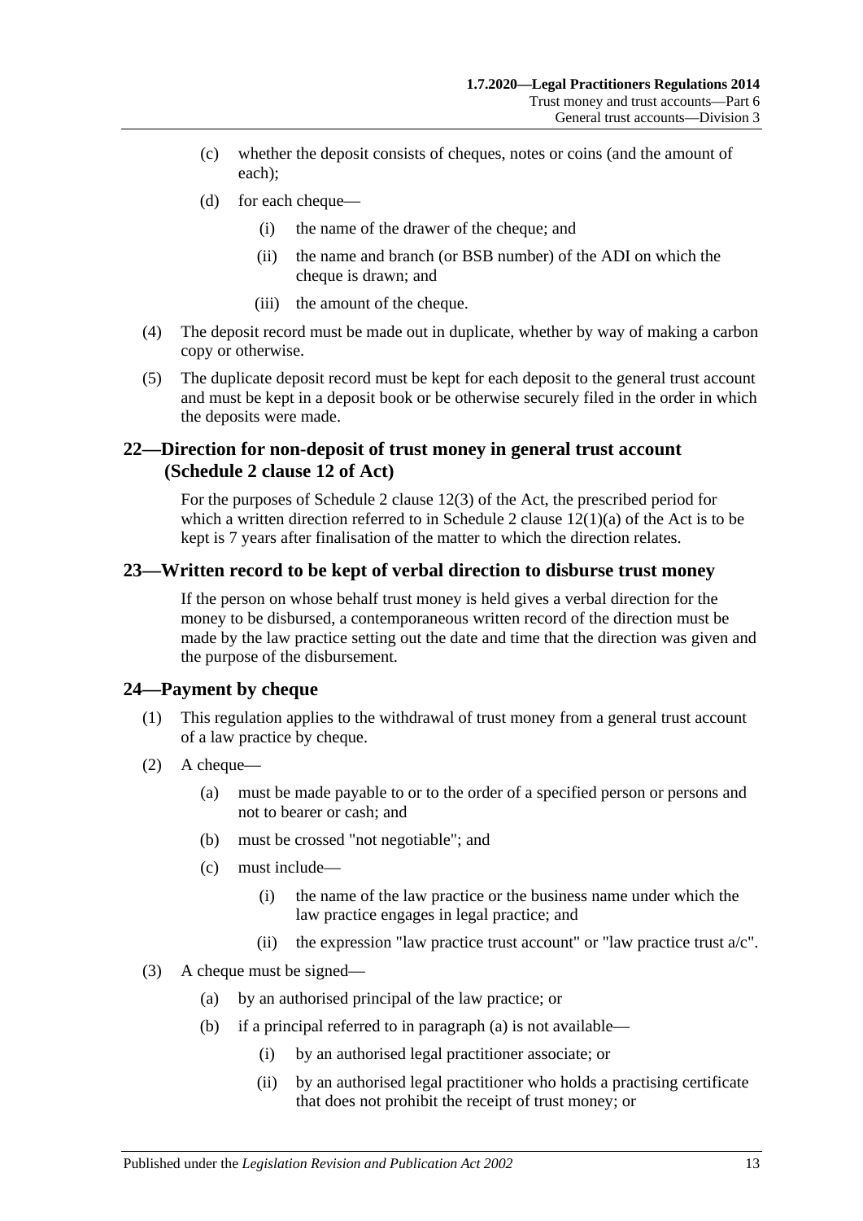(c) whether the deposit consists of cheques, notes or coins (and the amount of each);

(d) for each cheque—

(i) the name of the drawer of the cheque; and

(ii) the name and branch (or BSB number) of the ADI on which the cheque is drawn; and

(iii) the amount of the cheque.

(4) The deposit record must be made out in duplicate, whether by way of making a carbon copy or otherwise.

(5) The duplicate deposit record must be kept for each deposit to the general trust account and must be kept in a deposit book or be otherwise securely filed in the order in which the deposits were made.

## 22—Direction for non-deposit of trust money in general trust account (Schedule 2 clause 12 of Act)

For the purposes of Schedule 2 clause 12(3) of the Act, the prescribed period for which a written direction referred to in Schedule 2 clause 12(1)(a) of the Act is to be kept is 7 years after finalisation of the matter to which the direction relates.

## 23—Written record to be kept of verbal direction to disburse trust money

If the person on whose behalf trust money is held gives a verbal direction for the money to be disbursed, a contemporaneous written record of the direction must be made by the law practice setting out the date and time that the direction was given and the purpose of the disbursement.

## 24—Payment by cheque

(1) This regulation applies to the withdrawal of trust money from a general trust account of a law practice by cheque.

(2) A cheque—

(a) must be made payable to or to the order of a specified person or persons and not to bearer or cash; and

(b) must be crossed "not negotiable"; and

(c) must include—

(i) the name of the law practice or the business name under which the law practice engages in legal practice; and

(ii) the expression "law practice trust account" or "law practice trust a/c".

(3) A cheque must be signed—

(a) by an authorised principal of the law practice; or

(b) if a principal referred to in paragraph (a) is not available—

(i) by an authorised legal practitioner associate; or

(ii) by an authorised legal practitioner who holds a practising certificate that does not prohibit the receipt of trust money; or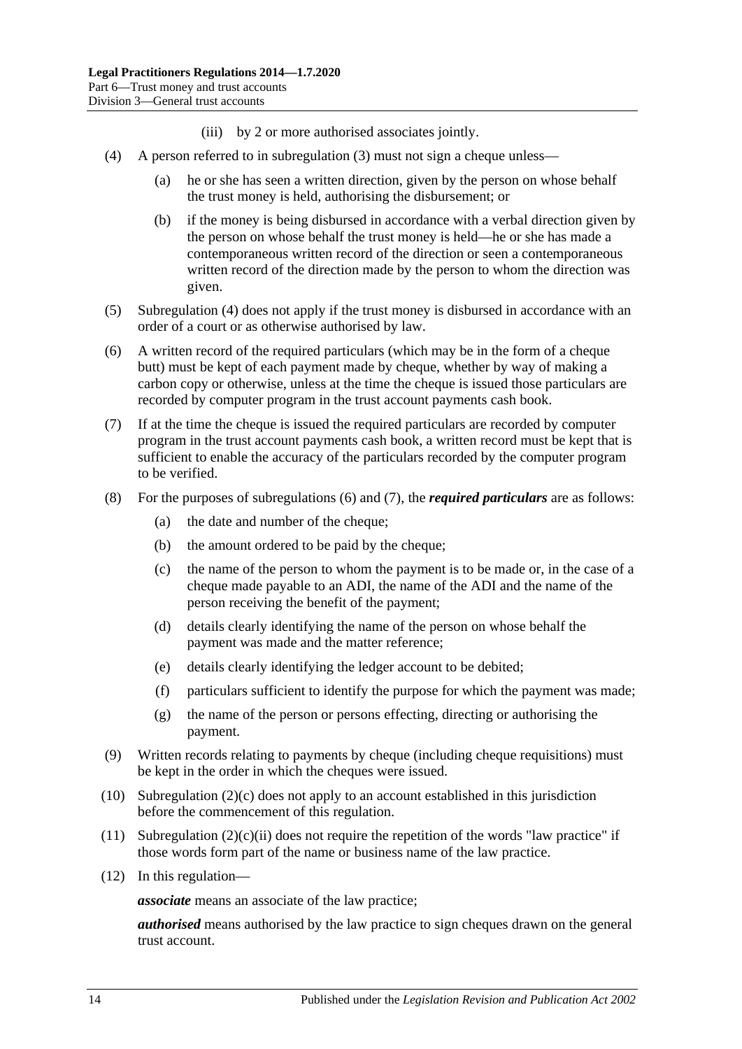(iii) by 2 or more authorised associates jointly.

(4) A person referred to in subregulation (3) must not sign a cheque unless—

(a) he or she has seen a written direction, given by the person on whose behalf the trust money is held, authorising the disbursement; or

(b) if the money is being disbursed in accordance with a verbal direction given by the person on whose behalf the trust money is held—he or she has made a contemporaneous written record of the direction or seen a contemporaneous written record of the direction made by the person to whom the direction was given.

(5) Subregulation (4) does not apply if the trust money is disbursed in accordance with an order of a court or as otherwise authorised by law.

(6) A written record of the required particulars (which may be in the form of a cheque butt) must be kept of each payment made by cheque, whether by way of making a carbon copy or otherwise, unless at the time the cheque is issued those particulars are recorded by computer program in the trust account payments cash book.

(7) If at the time the cheque is issued the required particulars are recorded by computer program in the trust account payments cash book, a written record must be kept that is sufficient to enable the accuracy of the particulars recorded by the computer program to be verified.

(8) For the purposes of subregulations (6) and (7), the ***required particulars*** are as follows:

(a) the date and number of the cheque;

(b) the amount ordered to be paid by the cheque;

(c) the name of the person to whom the payment is to be made or, in the case of a cheque made payable to an ADI, the name of the ADI and the name of the person receiving the benefit of the payment;

(d) details clearly identifying the name of the person on whose behalf the payment was made and the matter reference;

(e) details clearly identifying the ledger account to be debited;

(f) particulars sufficient to identify the purpose for which the payment was made;

(g) the name of the person or persons effecting, directing or authorising the payment.

(9) Written records relating to payments by cheque (including cheque requisitions) must be kept in the order in which the cheques were issued.

(10) Subregulation (2)(c) does not apply to an account established in this jurisdiction before the commencement of this regulation.

(11) Subregulation (2)(c)(ii) does not require the repetition of the words "law practice" if those words form part of the name or business name of the law practice.

(12) In this regulation—

***associate*** means an associate of the law practice;

***authorised*** means authorised by the law practice to sign cheques drawn on the general trust account.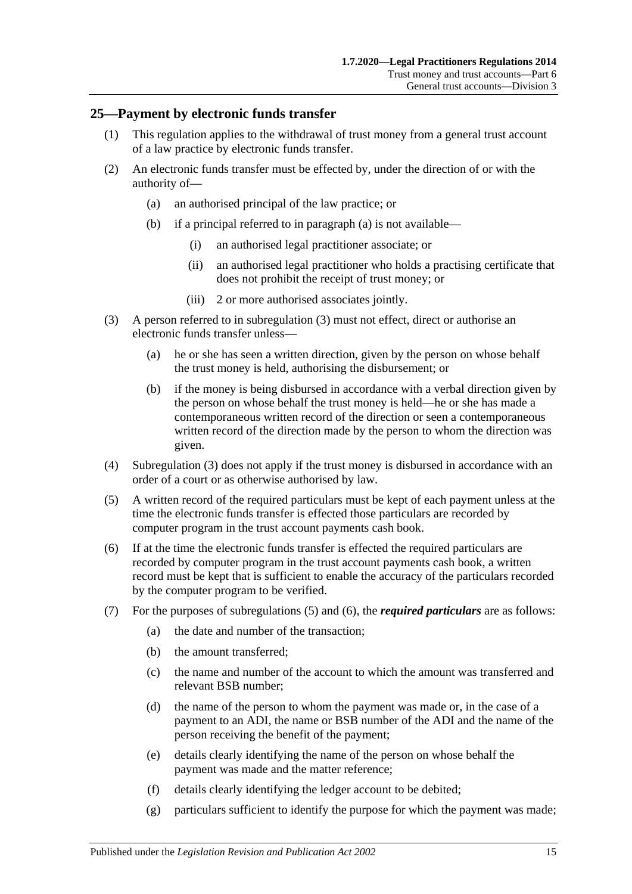## 25—Payment by electronic funds transfer

(1) This regulation applies to the withdrawal of trust money from a general trust account of a law practice by electronic funds transfer.

(2) An electronic funds transfer must be effected by, under the direction of or with the authority of—

(a) an authorised principal of the law practice; or

(b) if a principal referred to in paragraph (a) is not available—

(i) an authorised legal practitioner associate; or

(ii) an authorised legal practitioner who holds a practising certificate that does not prohibit the receipt of trust money; or

(iii) 2 or more authorised associates jointly.

(3) A person referred to in subregulation (3) must not effect, direct or authorise an electronic funds transfer unless—

(a) he or she has seen a written direction, given by the person on whose behalf the trust money is held, authorising the disbursement; or

(b) if the money is being disbursed in accordance with a verbal direction given by the person on whose behalf the trust money is held—he or she has made a contemporaneous written record of the direction or seen a contemporaneous written record of the direction made by the person to whom the direction was given.

(4) Subregulation (3) does not apply if the trust money is disbursed in accordance with an order of a court or as otherwise authorised by law.

(5) A written record of the required particulars must be kept of each payment unless at the time the electronic funds transfer is effected those particulars are recorded by computer program in the trust account payments cash book.

(6) If at the time the electronic funds transfer is effected the required particulars are recorded by computer program in the trust account payments cash book, a written record must be kept that is sufficient to enable the accuracy of the particulars recorded by the computer program to be verified.

(7) For the purposes of subregulations (5) and (6), the ***required particulars*** are as follows:

(a) the date and number of the transaction;

(b) the amount transferred;

(c) the name and number of the account to which the amount was transferred and relevant BSB number;

(d) the name of the person to whom the payment was made or, in the case of a payment to an ADI, the name or BSB number of the ADI and the name of the person receiving the benefit of the payment;

(e) details clearly identifying the name of the person on whose behalf the payment was made and the matter reference;

(f) details clearly identifying the ledger account to be debited;

(g) particulars sufficient to identify the purpose for which the payment was made;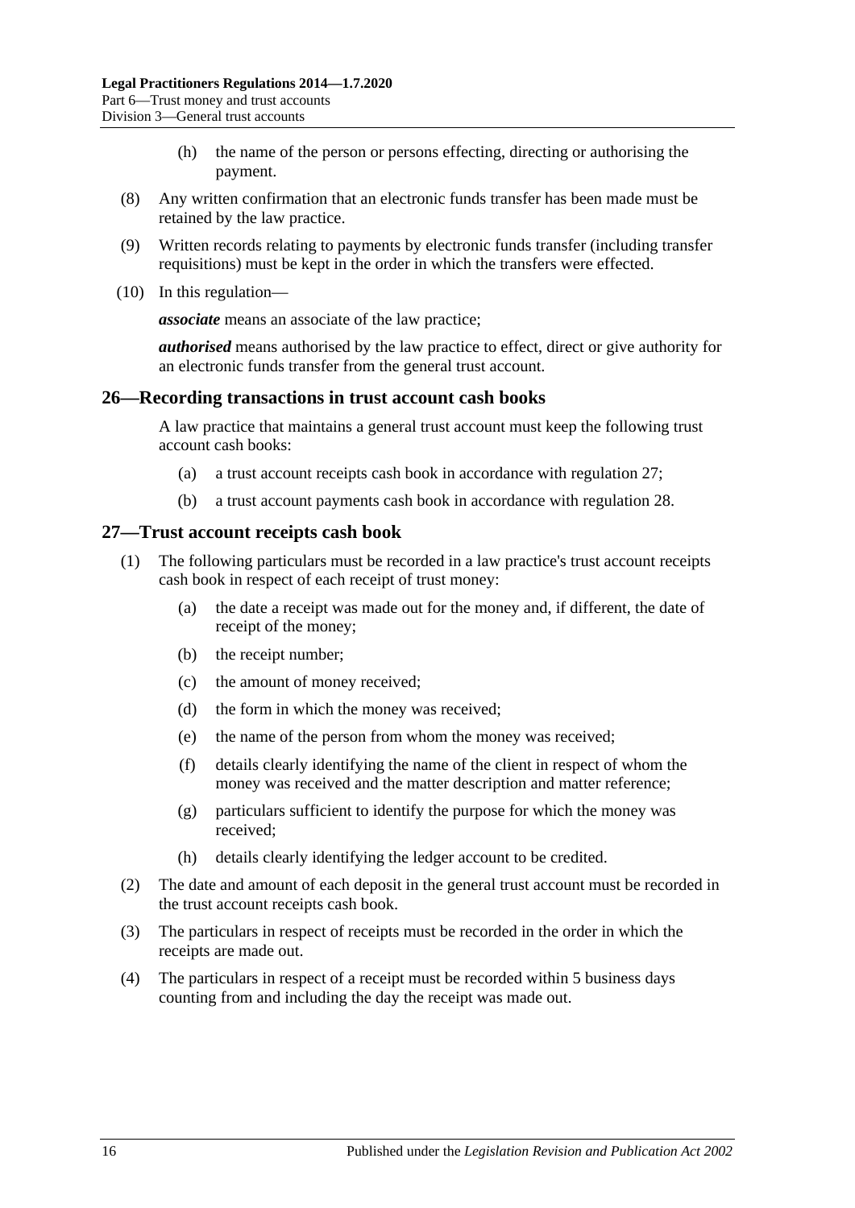(h) the name of the person or persons effecting, directing or authorising the payment.

(8) Any written confirmation that an electronic funds transfer has been made must be retained by the law practice.

(9) Written records relating to payments by electronic funds transfer (including transfer requisitions) must be kept in the order in which the transfers were effected.

(10) In this regulation—

***associate*** means an associate of the law practice;

***authorised*** means authorised by the law practice to effect, direct or give authority for an electronic funds transfer from the general trust account.

## 26—Recording transactions in trust account cash books

A law practice that maintains a general trust account must keep the following trust account cash books:

(a) a trust account receipts cash book in accordance with regulation 27;

(b) a trust account payments cash book in accordance with regulation 28.

## 27—Trust account receipts cash book

(1) The following particulars must be recorded in a law practice's trust account receipts cash book in respect of each receipt of trust money:

(a) the date a receipt was made out for the money and, if different, the date of receipt of the money;

(b) the receipt number;

(c) the amount of money received;

(d) the form in which the money was received;

(e) the name of the person from whom the money was received;

(f) details clearly identifying the name of the client in respect of whom the money was received and the matter description and matter reference;

(g) particulars sufficient to identify the purpose for which the money was received;

(h) details clearly identifying the ledger account to be credited.

(2) The date and amount of each deposit in the general trust account must be recorded in the trust account receipts cash book.

(3) The particulars in respect of receipts must be recorded in the order in which the receipts are made out.

(4) The particulars in respect of a receipt must be recorded within 5 business days counting from and including the day the receipt was made out.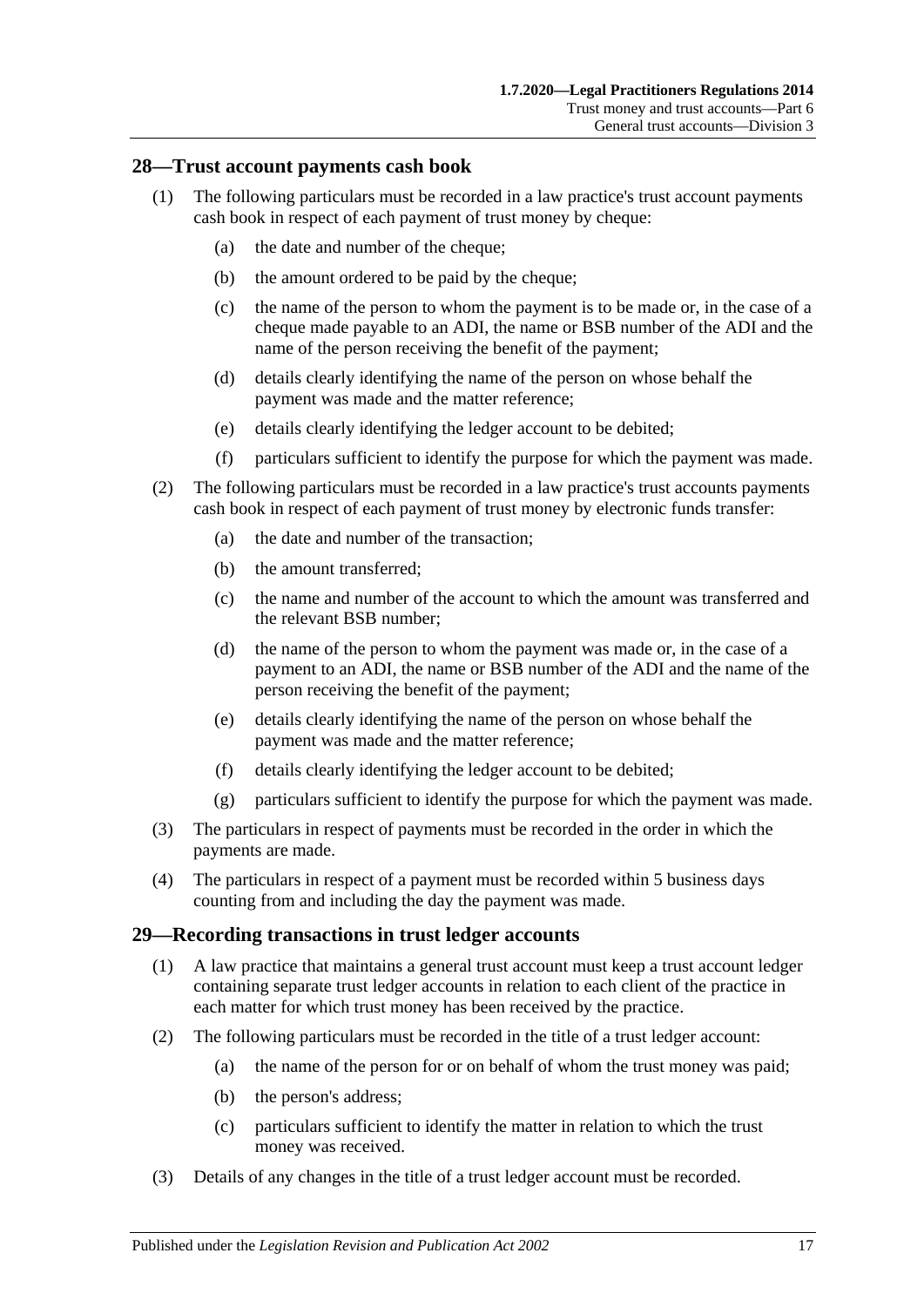## 28—Trust account payments cash book

(1) The following particulars must be recorded in a law practice's trust account payments cash book in respect of each payment of trust money by cheque:

   (a) the date and number of the cheque;

   (b) the amount ordered to be paid by the cheque;

   (c) the name of the person to whom the payment is to be made or, in the case of a cheque made payable to an ADI, the name or BSB number of the ADI and the name of the person receiving the benefit of the payment;

   (d) details clearly identifying the name of the person on whose behalf the payment was made and the matter reference;

   (e) details clearly identifying the ledger account to be debited;

   (f) particulars sufficient to identify the purpose for which the payment was made.

(2) The following particulars must be recorded in a law practice's trust accounts payments cash book in respect of each payment of trust money by electronic funds transfer:

   (a) the date and number of the transaction;

   (b) the amount transferred;

   (c) the name and number of the account to which the amount was transferred and the relevant BSB number;

   (d) the name of the person to whom the payment was made or, in the case of a payment to an ADI, the name or BSB number of the ADI and the name of the person receiving the benefit of the payment;

   (e) details clearly identifying the name of the person on whose behalf the payment was made and the matter reference;

   (f) details clearly identifying the ledger account to be debited;

   (g) particulars sufficient to identify the purpose for which the payment was made.

(3) The particulars in respect of payments must be recorded in the order in which the payments are made.

(4) The particulars in respect of a payment must be recorded within 5 business days counting from and including the day the payment was made.

## 29—Recording transactions in trust ledger accounts

(1) A law practice that maintains a general trust account must keep a trust account ledger containing separate trust ledger accounts in relation to each client of the practice in each matter for which trust money has been received by the practice.

(2) The following particulars must be recorded in the title of a trust ledger account:

   (a) the name of the person for or on behalf of whom the trust money was paid;

   (b) the person's address;

   (c) particulars sufficient to identify the matter in relation to which the trust money was received.

(3) Details of any changes in the title of a trust ledger account must be recorded.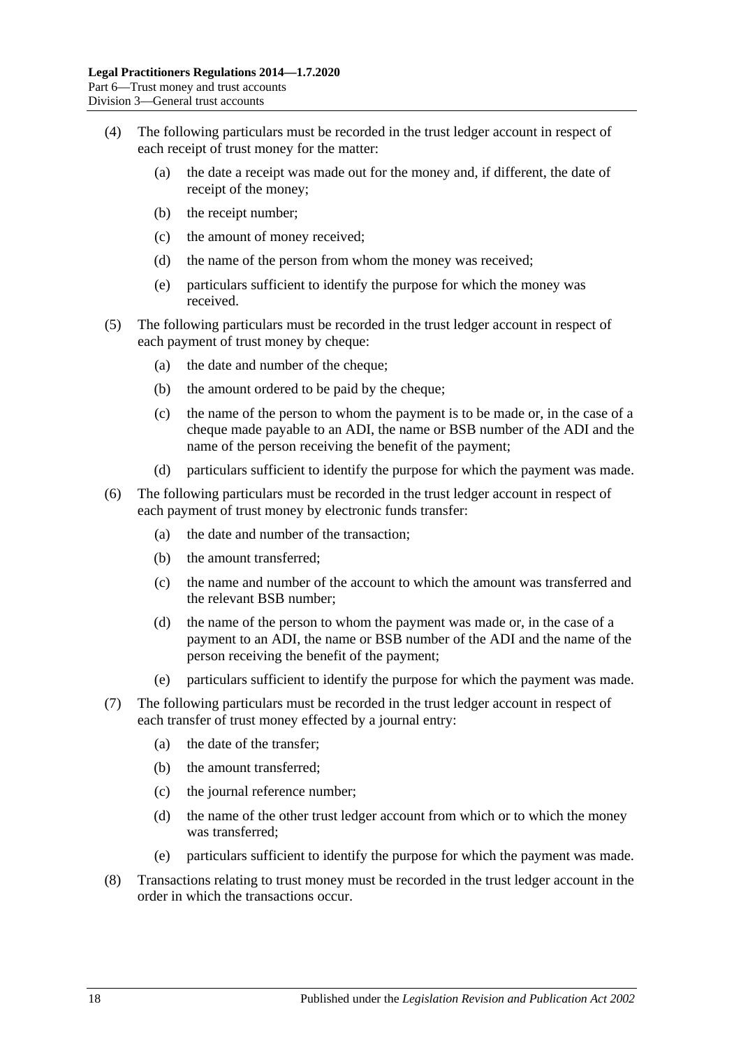(4) The following particulars must be recorded in the trust ledger account in respect of each receipt of trust money for the matter:

  (a) the date a receipt was made out for the money and, if different, the date of receipt of the money;

  (b) the receipt number;

  (c) the amount of money received;

  (d) the name of the person from whom the money was received;

  (e) particulars sufficient to identify the purpose for which the money was received.

(5) The following particulars must be recorded in the trust ledger account in respect of each payment of trust money by cheque:

  (a) the date and number of the cheque;

  (b) the amount ordered to be paid by the cheque;

  (c) the name of the person to whom the payment is to be made or, in the case of a cheque made payable to an ADI, the name or BSB number of the ADI and the name of the person receiving the benefit of the payment;

  (d) particulars sufficient to identify the purpose for which the payment was made.

(6) The following particulars must be recorded in the trust ledger account in respect of each payment of trust money by electronic funds transfer:

  (a) the date and number of the transaction;

  (b) the amount transferred;

  (c) the name and number of the account to which the amount was transferred and the relevant BSB number;

  (d) the name of the person to whom the payment was made or, in the case of a payment to an ADI, the name or BSB number of the ADI and the name of the person receiving the benefit of the payment;

  (e) particulars sufficient to identify the purpose for which the payment was made.

(7) The following particulars must be recorded in the trust ledger account in respect of each transfer of trust money effected by a journal entry:

  (a) the date of the transfer;

  (b) the amount transferred;

  (c) the journal reference number;

  (d) the name of the other trust ledger account from which or to which the money was transferred;

  (e) particulars sufficient to identify the purpose for which the payment was made.

(8) Transactions relating to trust money must be recorded in the trust ledger account in the order in which the transactions occur.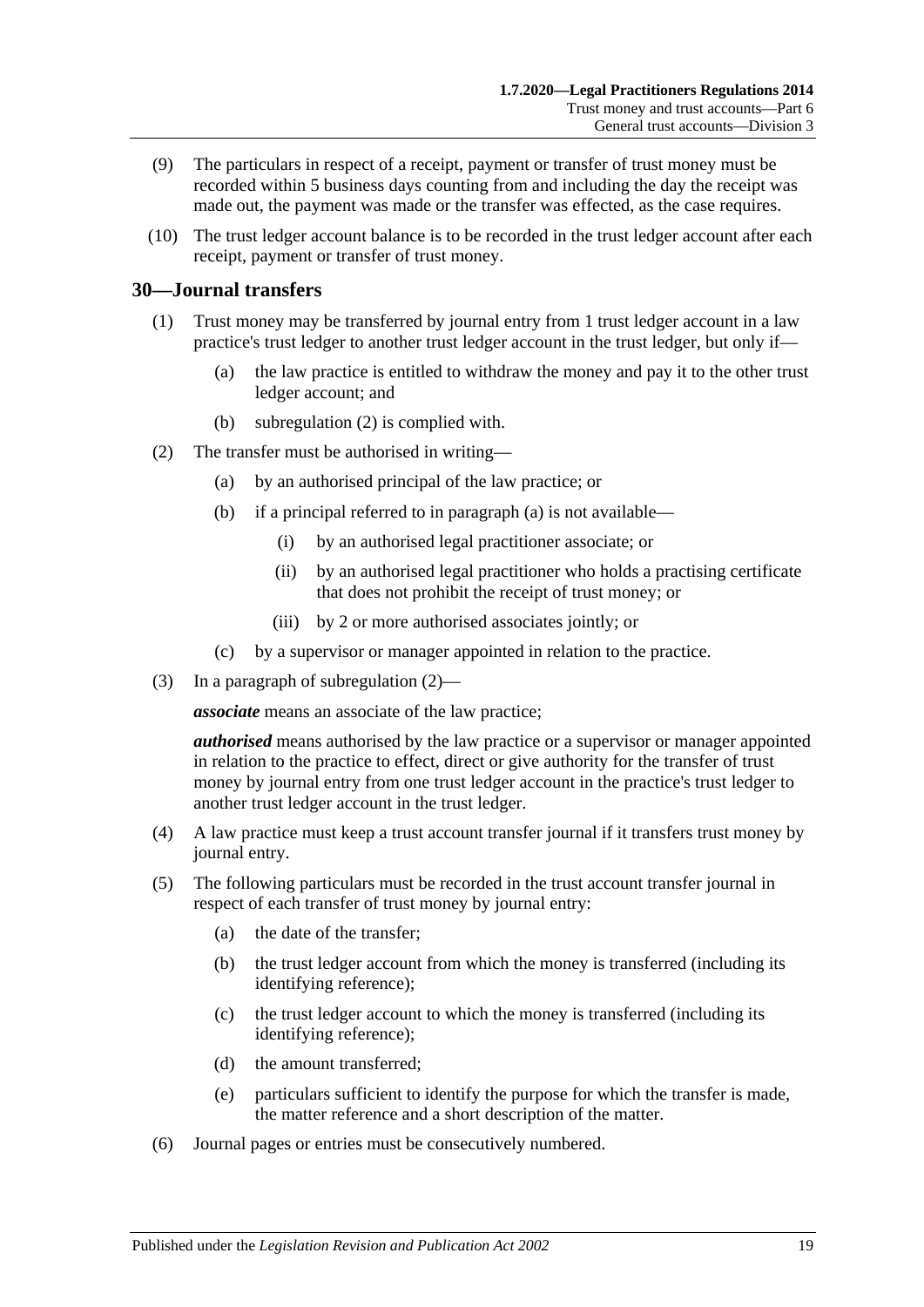(9) The particulars in respect of a receipt, payment or transfer of trust money must be recorded within 5 business days counting from and including the day the receipt was made out, the payment was made or the transfer was effected, as the case requires.

(10) The trust ledger account balance is to be recorded in the trust ledger account after each receipt, payment or transfer of trust money.

## 30—Journal transfers

(1) Trust money may be transferred by journal entry from 1 trust ledger account in a law practice's trust ledger to another trust ledger account in the trust ledger, but only if—

(a) the law practice is entitled to withdraw the money and pay it to the other trust ledger account; and

(b) subregulation (2) is complied with.

(2) The transfer must be authorised in writing—

(a) by an authorised principal of the law practice; or

(b) if a principal referred to in paragraph (a) is not available—

(i) by an authorised legal practitioner associate; or

(ii) by an authorised legal practitioner who holds a practising certificate that does not prohibit the receipt of trust money; or

(iii) by 2 or more authorised associates jointly; or

(c) by a supervisor or manager appointed in relation to the practice.

(3) In a paragraph of subregulation (2)—

***associate*** means an associate of the law practice;

***authorised*** means authorised by the law practice or a supervisor or manager appointed in relation to the practice to effect, direct or give authority for the transfer of trust money by journal entry from one trust ledger account in the practice's trust ledger to another trust ledger account in the trust ledger.

(4) A law practice must keep a trust account transfer journal if it transfers trust money by journal entry.

(5) The following particulars must be recorded in the trust account transfer journal in respect of each transfer of trust money by journal entry:

(a) the date of the transfer;

(b) the trust ledger account from which the money is transferred (including its identifying reference);

(c) the trust ledger account to which the money is transferred (including its identifying reference);

(d) the amount transferred;

(e) particulars sufficient to identify the purpose for which the transfer is made, the matter reference and a short description of the matter.

(6) Journal pages or entries must be consecutively numbered.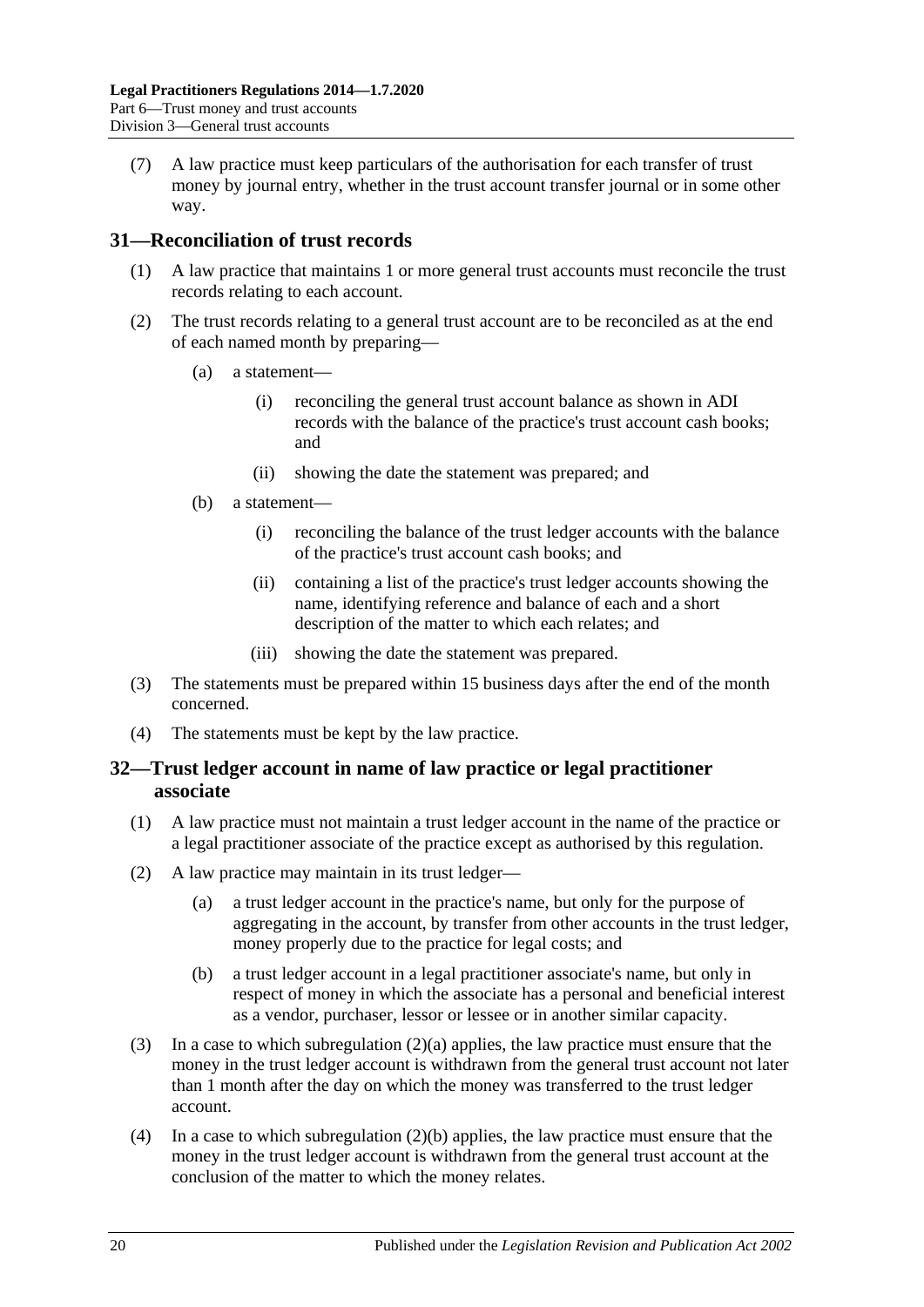(7) A law practice must keep particulars of the authorisation for each transfer of trust money by journal entry, whether in the trust account transfer journal or in some other way.

## 31—Reconciliation of trust records

(1) A law practice that maintains 1 or more general trust accounts must reconcile the trust records relating to each account.

(2) The trust records relating to a general trust account are to be reconciled as at the end of each named month by preparing—

(a) a statement—

(i) reconciling the general trust account balance as shown in ADI records with the balance of the practice's trust account cash books; and

(ii) showing the date the statement was prepared; and

(b) a statement—

(i) reconciling the balance of the trust ledger accounts with the balance of the practice's trust account cash books; and

(ii) containing a list of the practice's trust ledger accounts showing the name, identifying reference and balance of each and a short description of the matter to which each relates; and

(iii) showing the date the statement was prepared.

(3) The statements must be prepared within 15 business days after the end of the month concerned.

(4) The statements must be kept by the law practice.

## 32—Trust ledger account in name of law practice or legal practitioner associate

(1) A law practice must not maintain a trust ledger account in the name of the practice or a legal practitioner associate of the practice except as authorised by this regulation.

(2) A law practice may maintain in its trust ledger—

(a) a trust ledger account in the practice's name, but only for the purpose of aggregating in the account, by transfer from other accounts in the trust ledger, money properly due to the practice for legal costs; and

(b) a trust ledger account in a legal practitioner associate's name, but only in respect of money in which the associate has a personal and beneficial interest as a vendor, purchaser, lessor or lessee or in another similar capacity.

(3) In a case to which subregulation (2)(a) applies, the law practice must ensure that the money in the trust ledger account is withdrawn from the general trust account not later than 1 month after the day on which the money was transferred to the trust ledger account.

(4) In a case to which subregulation (2)(b) applies, the law practice must ensure that the money in the trust ledger account is withdrawn from the general trust account at the conclusion of the matter to which the money relates.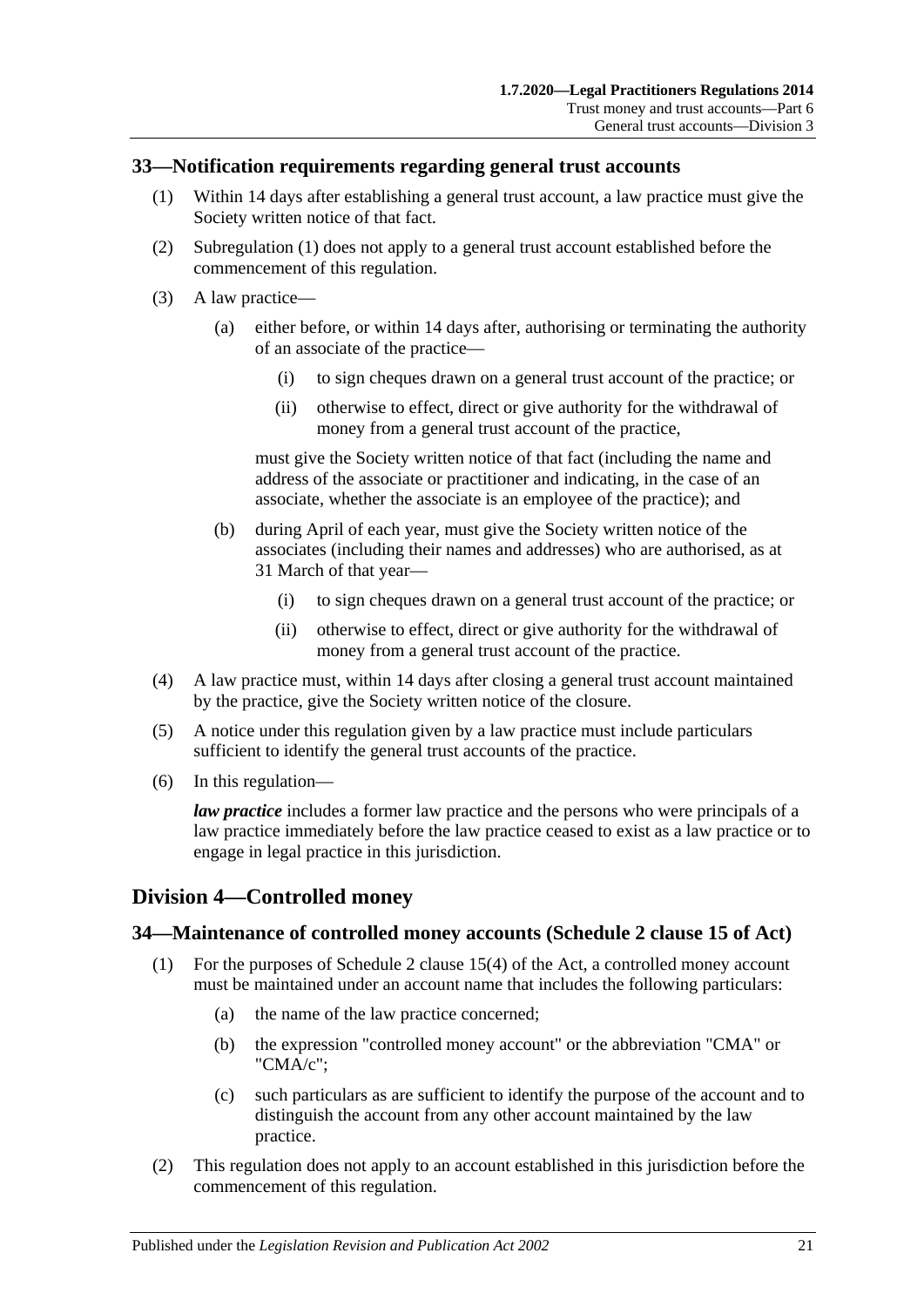## 33—Notification requirements regarding general trust accounts

(1) Within 14 days after establishing a general trust account, a law practice must give the Society written notice of that fact.

(2) Subregulation (1) does not apply to a general trust account established before the commencement of this regulation.

(3) A law practice—

 (a) either before, or within 14 days after, authorising or terminating the authority of an associate of the practice—

  (i) to sign cheques drawn on a general trust account of the practice; or

  (ii) otherwise to effect, direct or give authority for the withdrawal of money from a general trust account of the practice,

 must give the Society written notice of that fact (including the name and address of the associate or practitioner and indicating, in the case of an associate, whether the associate is an employee of the practice); and

 (b) during April of each year, must give the Society written notice of the associates (including their names and addresses) who are authorised, as at 31 March of that year—

  (i) to sign cheques drawn on a general trust account of the practice; or

  (ii) otherwise to effect, direct or give authority for the withdrawal of money from a general trust account of the practice.

(4) A law practice must, within 14 days after closing a general trust account maintained by the practice, give the Society written notice of the closure.

(5) A notice under this regulation given by a law practice must include particulars sufficient to identify the general trust accounts of the practice.

(6) In this regulation—

***law practice*** includes a former law practice and the persons who were principals of a law practice immediately before the law practice ceased to exist as a law practice or to engage in legal practice in this jurisdiction.

# Division 4—Controlled money

## 34—Maintenance of controlled money accounts (Schedule 2 clause 15 of Act)

(1) For the purposes of Schedule 2 clause 15(4) of the Act, a controlled money account must be maintained under an account name that includes the following particulars:

 (a) the name of the law practice concerned;

 (b) the expression "controlled money account" or the abbreviation "CMA" or "CMA/c";

 (c) such particulars as are sufficient to identify the purpose of the account and to distinguish the account from any other account maintained by the law practice.

(2) This regulation does not apply to an account established in this jurisdiction before the commencement of this regulation.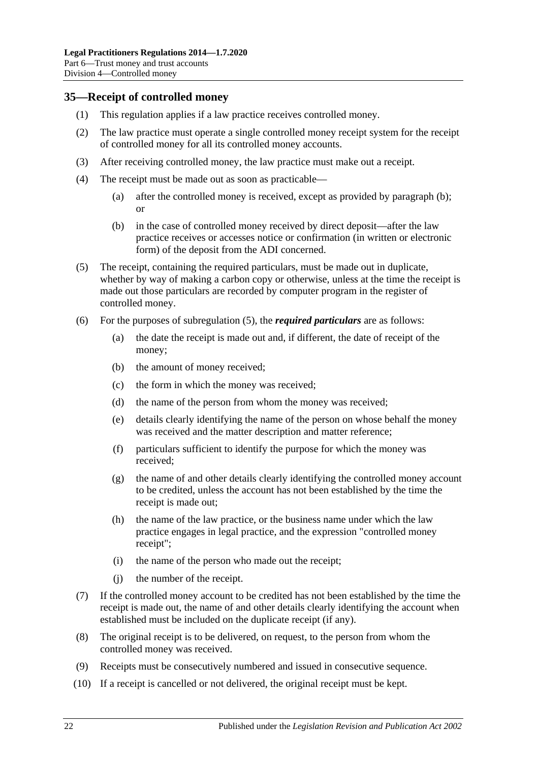## 35—Receipt of controlled money

(1) This regulation applies if a law practice receives controlled money.

(2) The law practice must operate a single controlled money receipt system for the receipt of controlled money for all its controlled money accounts.

(3) After receiving controlled money, the law practice must make out a receipt.

(4) The receipt must be made out as soon as practicable—

(a) after the controlled money is received, except as provided by paragraph (b); or

(b) in the case of controlled money received by direct deposit—after the law practice receives or accesses notice or confirmation (in written or electronic form) of the deposit from the ADI concerned.

(5) The receipt, containing the required particulars, must be made out in duplicate, whether by way of making a carbon copy or otherwise, unless at the time the receipt is made out those particulars are recorded by computer program in the register of controlled money.

(6) For the purposes of subregulation (5), the ***required particulars*** are as follows:

(a) the date the receipt is made out and, if different, the date of receipt of the money;

(b) the amount of money received;

(c) the form in which the money was received;

(d) the name of the person from whom the money was received;

(e) details clearly identifying the name of the person on whose behalf the money was received and the matter description and matter reference;

(f) particulars sufficient to identify the purpose for which the money was received;

(g) the name of and other details clearly identifying the controlled money account to be credited, unless the account has not been established by the time the receipt is made out;

(h) the name of the law practice, or the business name under which the law practice engages in legal practice, and the expression "controlled money receipt";

(i) the name of the person who made out the receipt;

(j) the number of the receipt.

(7) If the controlled money account to be credited has not been established by the time the receipt is made out, the name of and other details clearly identifying the account when established must be included on the duplicate receipt (if any).

(8) The original receipt is to be delivered, on request, to the person from whom the controlled money was received.

(9) Receipts must be consecutively numbered and issued in consecutive sequence.

(10) If a receipt is cancelled or not delivered, the original receipt must be kept.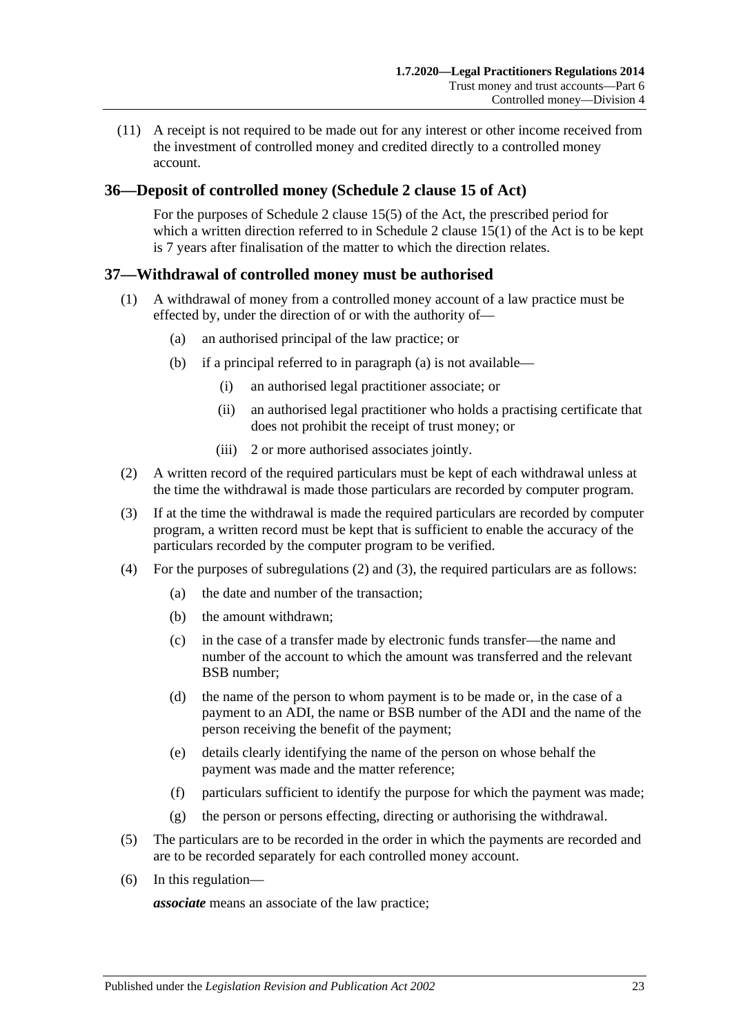(11) A receipt is not required to be made out for any interest or other income received from the investment of controlled money and credited directly to a controlled money account.

## 36—Deposit of controlled money (Schedule 2 clause 15 of Act)

For the purposes of Schedule 2 clause 15(5) of the Act, the prescribed period for which a written direction referred to in Schedule 2 clause 15(1) of the Act is to be kept is 7 years after finalisation of the matter to which the direction relates.

## 37—Withdrawal of controlled money must be authorised

(1) A withdrawal of money from a controlled money account of a law practice must be effected by, under the direction of or with the authority of—

(a) an authorised principal of the law practice; or

(b) if a principal referred to in paragraph (a) is not available—

(i) an authorised legal practitioner associate; or

(ii) an authorised legal practitioner who holds a practising certificate that does not prohibit the receipt of trust money; or

(iii) 2 or more authorised associates jointly.

(2) A written record of the required particulars must be kept of each withdrawal unless at the time the withdrawal is made those particulars are recorded by computer program.

(3) If at the time the withdrawal is made the required particulars are recorded by computer program, a written record must be kept that is sufficient to enable the accuracy of the particulars recorded by the computer program to be verified.

(4) For the purposes of subregulations (2) and (3), the required particulars are as follows:

(a) the date and number of the transaction;

(b) the amount withdrawn;

(c) in the case of a transfer made by electronic funds transfer—the name and number of the account to which the amount was transferred and the relevant BSB number;

(d) the name of the person to whom payment is to be made or, in the case of a payment to an ADI, the name or BSB number of the ADI and the name of the person receiving the benefit of the payment;

(e) details clearly identifying the name of the person on whose behalf the payment was made and the matter reference;

(f) particulars sufficient to identify the purpose for which the payment was made;

(g) the person or persons effecting, directing or authorising the withdrawal.

(5) The particulars are to be recorded in the order in which the payments are recorded and are to be recorded separately for each controlled money account.

(6) In this regulation—

***associate*** means an associate of the law practice;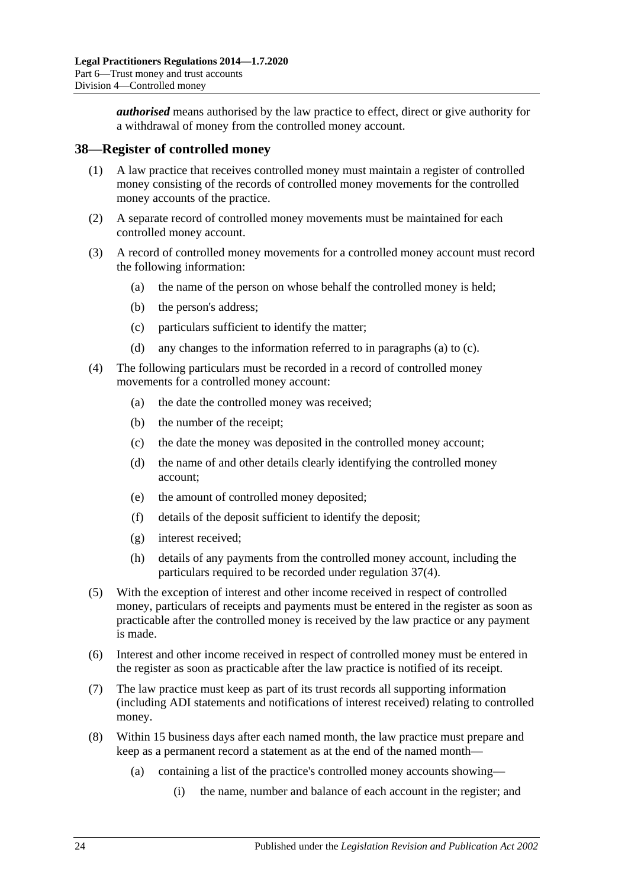***authorised*** means authorised by the law practice to effect, direct or give authority for a withdrawal of money from the controlled money account.

## 38—Register of controlled money

(1) A law practice that receives controlled money must maintain a register of controlled money consisting of the records of controlled money movements for the controlled money accounts of the practice.

(2) A separate record of controlled money movements must be maintained for each controlled money account.

(3) A record of controlled money movements for a controlled money account must record the following information:

- (a) the name of the person on whose behalf the controlled money is held;
- (b) the person's address;
- (c) particulars sufficient to identify the matter;
- (d) any changes to the information referred to in paragraphs (a) to (c).

(4) The following particulars must be recorded in a record of controlled money movements for a controlled money account:

- (a) the date the controlled money was received;
- (b) the number of the receipt;
- (c) the date the money was deposited in the controlled money account;
- (d) the name of and other details clearly identifying the controlled money account;
- (e) the amount of controlled money deposited;
- (f) details of the deposit sufficient to identify the deposit;
- (g) interest received;
- (h) details of any payments from the controlled money account, including the particulars required to be recorded under regulation 37(4).

(5) With the exception of interest and other income received in respect of controlled money, particulars of receipts and payments must be entered in the register as soon as practicable after the controlled money is received by the law practice or any payment is made.

(6) Interest and other income received in respect of controlled money must be entered in the register as soon as practicable after the law practice is notified of its receipt.

(7) The law practice must keep as part of its trust records all supporting information (including ADI statements and notifications of interest received) relating to controlled money.

(8) Within 15 business days after each named month, the law practice must prepare and keep as a permanent record a statement as at the end of the named month—

- (a) containing a list of the practice's controlled money accounts showing—
  - (i) the name, number and balance of each account in the register; and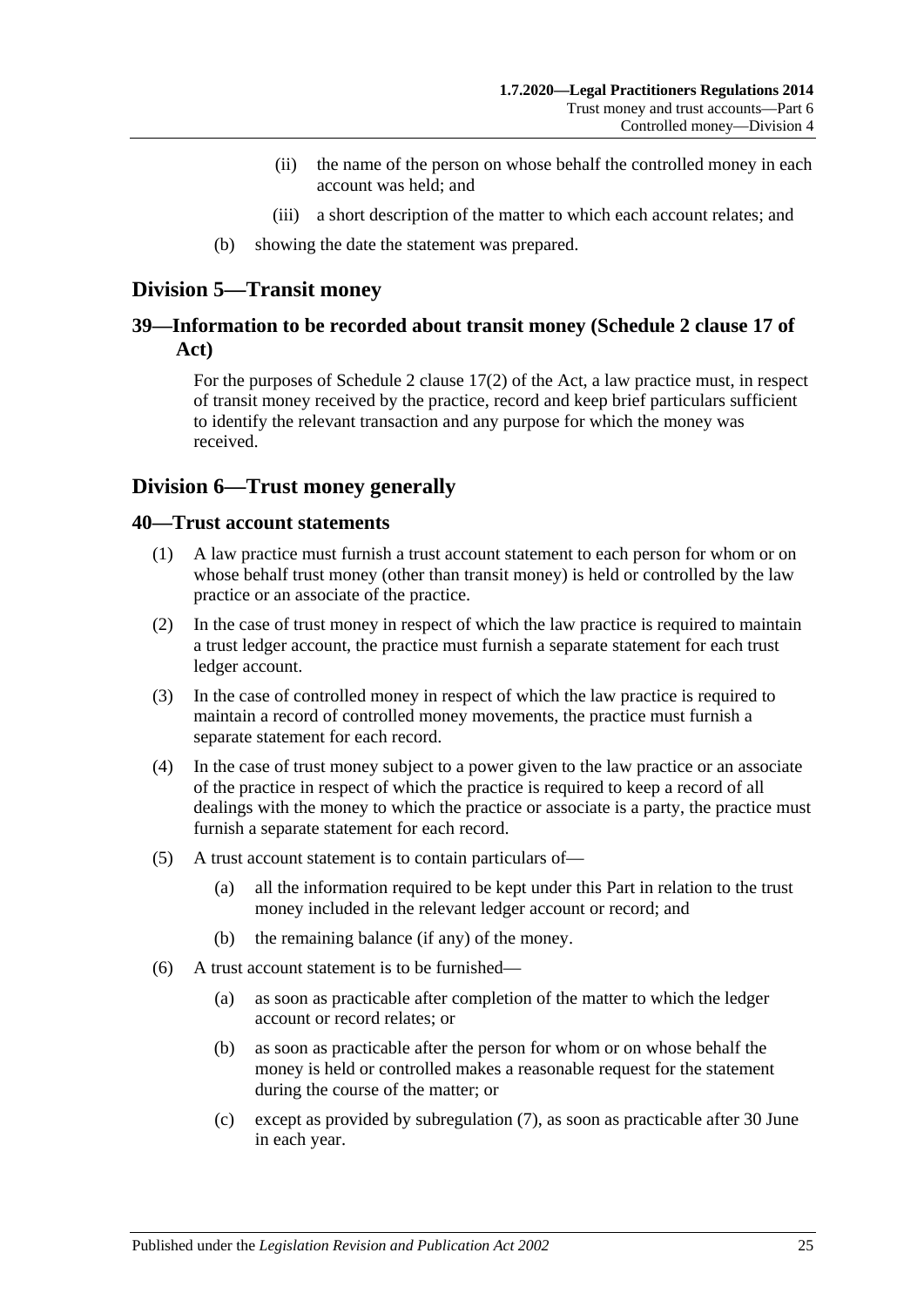(ii) the name of the person on whose behalf the controlled money in each account was held; and

(iii) a short description of the matter to which each account relates; and

(b) showing the date the statement was prepared.

## Division 5—Transit money

### 39—Information to be recorded about transit money (Schedule 2 clause 17 of Act)

For the purposes of Schedule 2 clause 17(2) of the Act, a law practice must, in respect of transit money received by the practice, record and keep brief particulars sufficient to identify the relevant transaction and any purpose for which the money was received.

## Division 6—Trust money generally

### 40—Trust account statements

(1) A law practice must furnish a trust account statement to each person for whom or on whose behalf trust money (other than transit money) is held or controlled by the law practice or an associate of the practice.

(2) In the case of trust money in respect of which the law practice is required to maintain a trust ledger account, the practice must furnish a separate statement for each trust ledger account.

(3) In the case of controlled money in respect of which the law practice is required to maintain a record of controlled money movements, the practice must furnish a separate statement for each record.

(4) In the case of trust money subject to a power given to the law practice or an associate of the practice in respect of which the practice is required to keep a record of all dealings with the money to which the practice or associate is a party, the practice must furnish a separate statement for each record.

(5) A trust account statement is to contain particulars of—

(a) all the information required to be kept under this Part in relation to the trust money included in the relevant ledger account or record; and

(b) the remaining balance (if any) of the money.

(6) A trust account statement is to be furnished—

(a) as soon as practicable after completion of the matter to which the ledger account or record relates; or

(b) as soon as practicable after the person for whom or on whose behalf the money is held or controlled makes a reasonable request for the statement during the course of the matter; or

(c) except as provided by subregulation (7), as soon as practicable after 30 June in each year.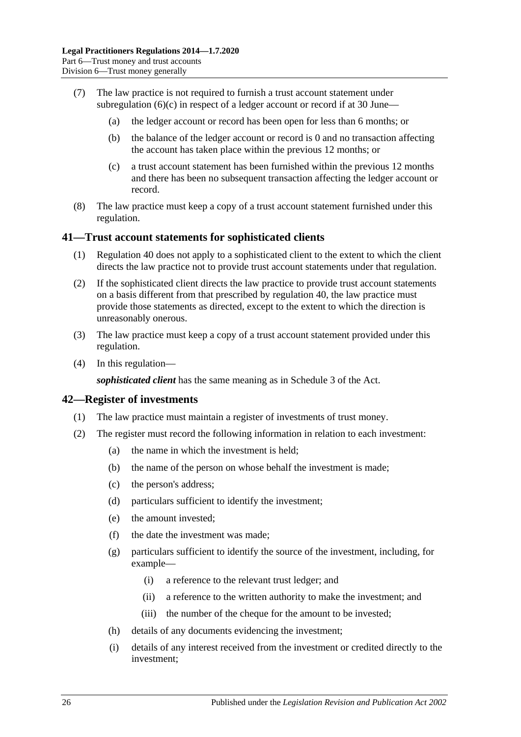(7) The law practice is not required to furnish a trust account statement under subregulation (6)(c) in respect of a ledger account or record if at 30 June—

(a) the ledger account or record has been open for less than 6 months; or

(b) the balance of the ledger account or record is 0 and no transaction affecting the account has taken place within the previous 12 months; or

(c) a trust account statement has been furnished within the previous 12 months and there has been no subsequent transaction affecting the ledger account or record.

(8) The law practice must keep a copy of a trust account statement furnished under this regulation.

## 41—Trust account statements for sophisticated clients

(1) Regulation 40 does not apply to a sophisticated client to the extent to which the client directs the law practice not to provide trust account statements under that regulation.

(2) If the sophisticated client directs the law practice to provide trust account statements on a basis different from that prescribed by regulation 40, the law practice must provide those statements as directed, except to the extent to which the direction is unreasonably onerous.

(3) The law practice must keep a copy of a trust account statement provided under this regulation.

(4) In this regulation—

***sophisticated client*** has the same meaning as in Schedule 3 of the Act.

## 42—Register of investments

(1) The law practice must maintain a register of investments of trust money.

(2) The register must record the following information in relation to each investment:

(a) the name in which the investment is held;

(b) the name of the person on whose behalf the investment is made;

(c) the person's address;

(d) particulars sufficient to identify the investment;

(e) the amount invested;

(f) the date the investment was made;

(g) particulars sufficient to identify the source of the investment, including, for example—

(i) a reference to the relevant trust ledger; and

(ii) a reference to the written authority to make the investment; and

(iii) the number of the cheque for the amount to be invested;

(h) details of any documents evidencing the investment;

(i) details of any interest received from the investment or credited directly to the investment;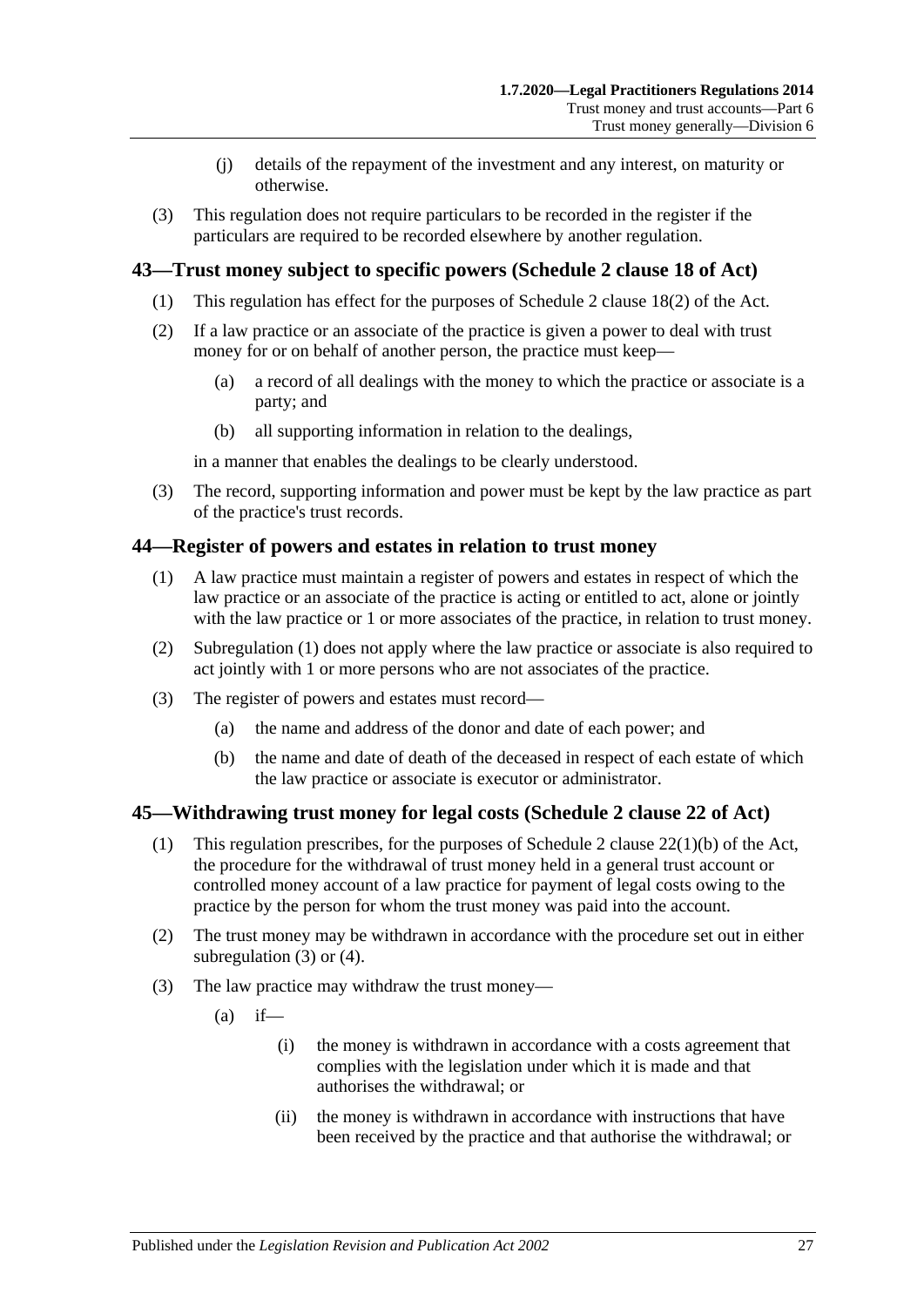(j) details of the repayment of the investment and any interest, on maturity or otherwise.

(3) This regulation does not require particulars to be recorded in the register if the particulars are required to be recorded elsewhere by another regulation.

## 43—Trust money subject to specific powers (Schedule 2 clause 18 of Act)

(1) This regulation has effect for the purposes of Schedule 2 clause 18(2) of the Act.

(2) If a law practice or an associate of the practice is given a power to deal with trust money for or on behalf of another person, the practice must keep—

(a) a record of all dealings with the money to which the practice or associate is a party; and

(b) all supporting information in relation to the dealings,

in a manner that enables the dealings to be clearly understood.

(3) The record, supporting information and power must be kept by the law practice as part of the practice's trust records.

## 44—Register of powers and estates in relation to trust money

(1) A law practice must maintain a register of powers and estates in respect of which the law practice or an associate of the practice is acting or entitled to act, alone or jointly with the law practice or 1 or more associates of the practice, in relation to trust money.

(2) Subregulation (1) does not apply where the law practice or associate is also required to act jointly with 1 or more persons who are not associates of the practice.

(3) The register of powers and estates must record—

(a) the name and address of the donor and date of each power; and

(b) the name and date of death of the deceased in respect of each estate of which the law practice or associate is executor or administrator.

## 45—Withdrawing trust money for legal costs (Schedule 2 clause 22 of Act)

(1) This regulation prescribes, for the purposes of Schedule 2 clause 22(1)(b) of the Act, the procedure for the withdrawal of trust money held in a general trust account or controlled money account of a law practice for payment of legal costs owing to the practice by the person for whom the trust money was paid into the account.

(2) The trust money may be withdrawn in accordance with the procedure set out in either subregulation (3) or (4).

(3) The law practice may withdraw the trust money—

(a) if—

(i) the money is withdrawn in accordance with a costs agreement that complies with the legislation under which it is made and that authorises the withdrawal; or

(ii) the money is withdrawn in accordance with instructions that have been received by the practice and that authorise the withdrawal; or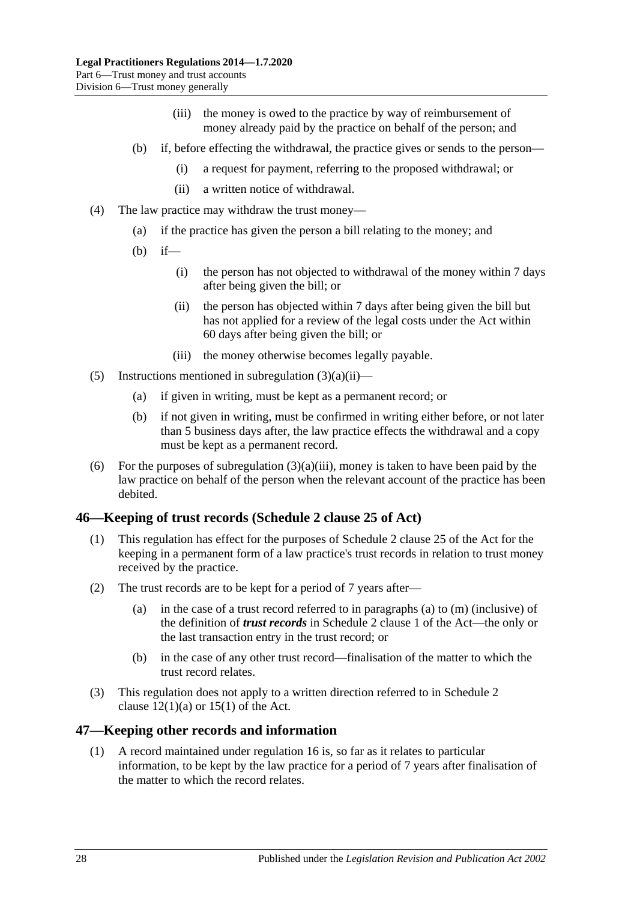(iii) the money is owed to the practice by way of reimbursement of money already paid by the practice on behalf of the person; and

(b) if, before effecting the withdrawal, the practice gives or sends to the person—

(i) a request for payment, referring to the proposed withdrawal; or

(ii) a written notice of withdrawal.

(4) The law practice may withdraw the trust money—

(a) if the practice has given the person a bill relating to the money; and

(b) if—

(i) the person has not objected to withdrawal of the money within 7 days after being given the bill; or

(ii) the person has objected within 7 days after being given the bill but has not applied for a review of the legal costs under the Act within 60 days after being given the bill; or

(iii) the money otherwise becomes legally payable.

(5) Instructions mentioned in subregulation (3)(a)(ii)—

(a) if given in writing, must be kept as a permanent record; or

(b) if not given in writing, must be confirmed in writing either before, or not later than 5 business days after, the law practice effects the withdrawal and a copy must be kept as a permanent record.

(6) For the purposes of subregulation (3)(a)(iii), money is taken to have been paid by the law practice on behalf of the person when the relevant account of the practice has been debited.

## 46—Keeping of trust records (Schedule 2 clause 25 of Act)

(1) This regulation has effect for the purposes of Schedule 2 clause 25 of the Act for the keeping in a permanent form of a law practice's trust records in relation to trust money received by the practice.

(2) The trust records are to be kept for a period of 7 years after—

(a) in the case of a trust record referred to in paragraphs (a) to (m) (inclusive) of the definition of ***trust records*** in Schedule 2 clause 1 of the Act—the only or the last transaction entry in the trust record; or

(b) in the case of any other trust record—finalisation of the matter to which the trust record relates.

(3) This regulation does not apply to a written direction referred to in Schedule 2 clause 12(1)(a) or 15(1) of the Act.

## 47—Keeping other records and information

(1) A record maintained under regulation 16 is, so far as it relates to particular information, to be kept by the law practice for a period of 7 years after finalisation of the matter to which the record relates.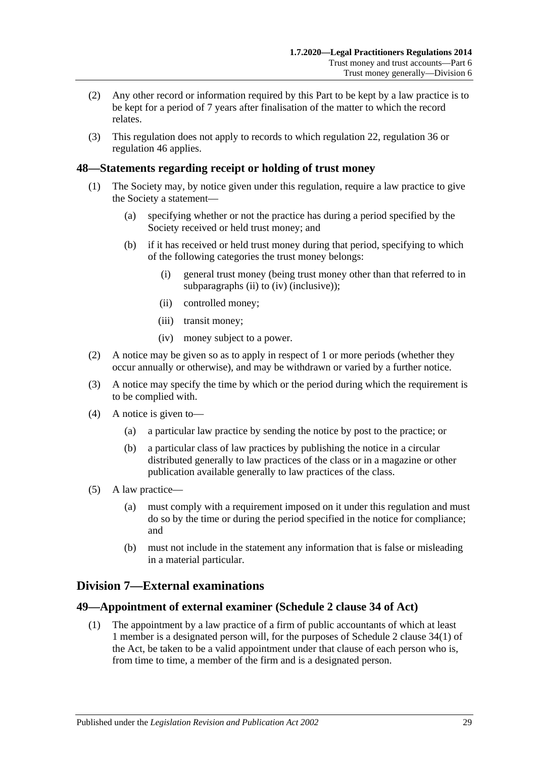(2) Any other record or information required by this Part to be kept by a law practice is to be kept for a period of 7 years after finalisation of the matter to which the record relates.

(3) This regulation does not apply to records to which regulation 22, regulation 36 or regulation 46 applies.

## 48—Statements regarding receipt or holding of trust money

(1) The Society may, by notice given under this regulation, require a law practice to give the Society a statement—

(a) specifying whether or not the practice has during a period specified by the Society received or held trust money; and

(b) if it has received or held trust money during that period, specifying to which of the following categories the trust money belongs:

(i) general trust money (being trust money other than that referred to in subparagraphs (ii) to (iv) (inclusive));

(ii) controlled money;

(iii) transit money;

(iv) money subject to a power.

(2) A notice may be given so as to apply in respect of 1 or more periods (whether they occur annually or otherwise), and may be withdrawn or varied by a further notice.

(3) A notice may specify the time by which or the period during which the requirement is to be complied with.

(4) A notice is given to—

(a) a particular law practice by sending the notice by post to the practice; or

(b) a particular class of law practices by publishing the notice in a circular distributed generally to law practices of the class or in a magazine or other publication available generally to law practices of the class.

(5) A law practice—

(a) must comply with a requirement imposed on it under this regulation and must do so by the time or during the period specified in the notice for compliance; and

(b) must not include in the statement any information that is false or misleading in a material particular.

# Division 7—External examinations

## 49—Appointment of external examiner (Schedule 2 clause 34 of Act)

(1) The appointment by a law practice of a firm of public accountants of which at least 1 member is a designated person will, for the purposes of Schedule 2 clause 34(1) of the Act, be taken to be a valid appointment under that clause of each person who is, from time to time, a member of the firm and is a designated person.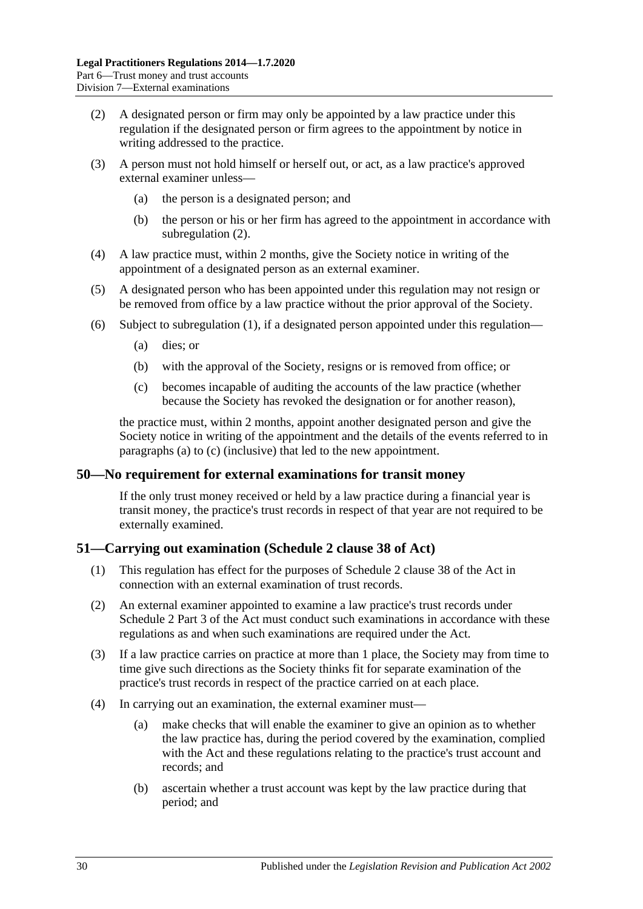(2) A designated person or firm may only be appointed by a law practice under this regulation if the designated person or firm agrees to the appointment by notice in writing addressed to the practice.

(3) A person must not hold himself or herself out, or act, as a law practice's approved external examiner unless—

(a) the person is a designated person; and

(b) the person or his or her firm has agreed to the appointment in accordance with subregulation (2).

(4) A law practice must, within 2 months, give the Society notice in writing of the appointment of a designated person as an external examiner.

(5) A designated person who has been appointed under this regulation may not resign or be removed from office by a law practice without the prior approval of the Society.

(6) Subject to subregulation (1), if a designated person appointed under this regulation—

(a) dies; or

(b) with the approval of the Society, resigns or is removed from office; or

(c) becomes incapable of auditing the accounts of the law practice (whether because the Society has revoked the designation or for another reason),

the practice must, within 2 months, appoint another designated person and give the Society notice in writing of the appointment and the details of the events referred to in paragraphs (a) to (c) (inclusive) that led to the new appointment.

## 50—No requirement for external examinations for transit money

If the only trust money received or held by a law practice during a financial year is transit money, the practice's trust records in respect of that year are not required to be externally examined.

## 51—Carrying out examination (Schedule 2 clause 38 of Act)

(1) This regulation has effect for the purposes of Schedule 2 clause 38 of the Act in connection with an external examination of trust records.

(2) An external examiner appointed to examine a law practice's trust records under Schedule 2 Part 3 of the Act must conduct such examinations in accordance with these regulations as and when such examinations are required under the Act.

(3) If a law practice carries on practice at more than 1 place, the Society may from time to time give such directions as the Society thinks fit for separate examination of the practice's trust records in respect of the practice carried on at each place.

(4) In carrying out an examination, the external examiner must—

(a) make checks that will enable the examiner to give an opinion as to whether the law practice has, during the period covered by the examination, complied with the Act and these regulations relating to the practice's trust account and records; and

(b) ascertain whether a trust account was kept by the law practice during that period; and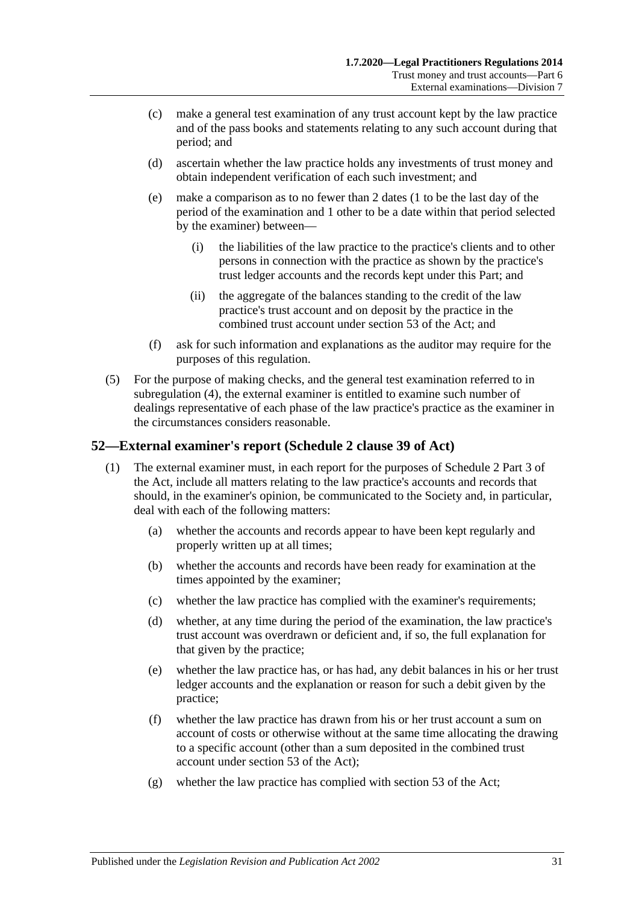(c) make a general test examination of any trust account kept by the law practice and of the pass books and statements relating to any such account during that period; and

(d) ascertain whether the law practice holds any investments of trust money and obtain independent verification of each such investment; and

(e) make a comparison as to no fewer than 2 dates (1 to be the last day of the period of the examination and 1 other to be a date within that period selected by the examiner) between—

(i) the liabilities of the law practice to the practice's clients and to other persons in connection with the practice as shown by the practice's trust ledger accounts and the records kept under this Part; and

(ii) the aggregate of the balances standing to the credit of the law practice's trust account and on deposit by the practice in the combined trust account under section 53 of the Act; and

(f) ask for such information and explanations as the auditor may require for the purposes of this regulation.

(5) For the purpose of making checks, and the general test examination referred to in subregulation (4), the external examiner is entitled to examine such number of dealings representative of each phase of the law practice's practice as the examiner in the circumstances considers reasonable.

## 52—External examiner's report (Schedule 2 clause 39 of Act)

(1) The external examiner must, in each report for the purposes of Schedule 2 Part 3 of the Act, include all matters relating to the law practice's accounts and records that should, in the examiner's opinion, be communicated to the Society and, in particular, deal with each of the following matters:

(a) whether the accounts and records appear to have been kept regularly and properly written up at all times;

(b) whether the accounts and records have been ready for examination at the times appointed by the examiner;

(c) whether the law practice has complied with the examiner's requirements;

(d) whether, at any time during the period of the examination, the law practice's trust account was overdrawn or deficient and, if so, the full explanation for that given by the practice;

(e) whether the law practice has, or has had, any debit balances in his or her trust ledger accounts and the explanation or reason for such a debit given by the practice;

(f) whether the law practice has drawn from his or her trust account a sum on account of costs or otherwise without at the same time allocating the drawing to a specific account (other than a sum deposited in the combined trust account under section 53 of the Act);

(g) whether the law practice has complied with section 53 of the Act;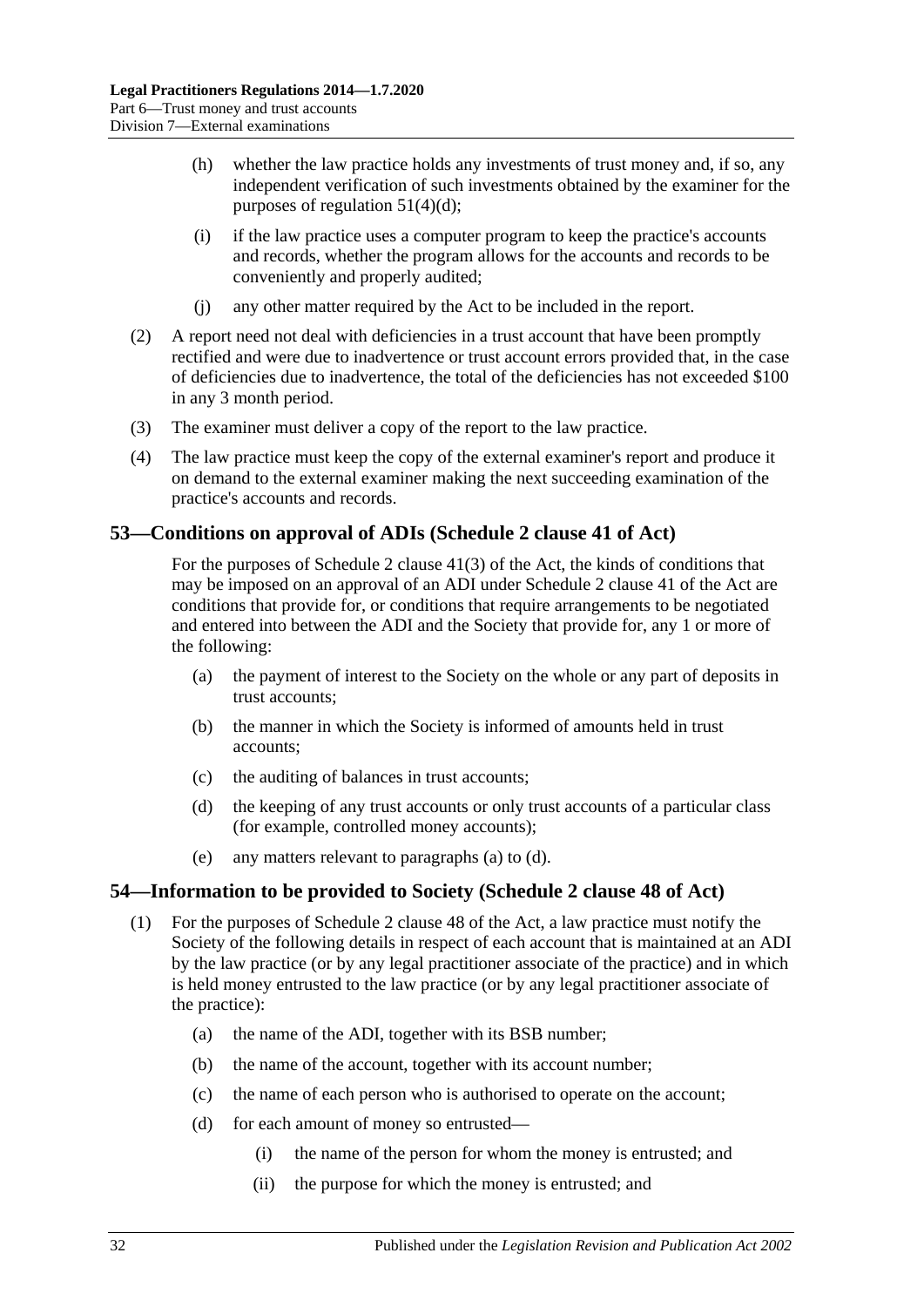(h) whether the law practice holds any investments of trust money and, if so, any independent verification of such investments obtained by the examiner for the purposes of regulation 51(4)(d);

(i) if the law practice uses a computer program to keep the practice's accounts and records, whether the program allows for the accounts and records to be conveniently and properly audited;

(j) any other matter required by the Act to be included in the report.

(2) A report need not deal with deficiencies in a trust account that have been promptly rectified and were due to inadvertence or trust account errors provided that, in the case of deficiencies due to inadvertence, the total of the deficiencies has not exceeded $100 in any 3 month period.

(3) The examiner must deliver a copy of the report to the law practice.

(4) The law practice must keep the copy of the external examiner's report and produce it on demand to the external examiner making the next succeeding examination of the practice's accounts and records.

## 53—Conditions on approval of ADIs (Schedule 2 clause 41 of Act)

For the purposes of Schedule 2 clause 41(3) of the Act, the kinds of conditions that may be imposed on an approval of an ADI under Schedule 2 clause 41 of the Act are conditions that provide for, or conditions that require arrangements to be negotiated and entered into between the ADI and the Society that provide for, any 1 or more of the following:

(a) the payment of interest to the Society on the whole or any part of deposits in trust accounts;

(b) the manner in which the Society is informed of amounts held in trust accounts;

(c) the auditing of balances in trust accounts;

(d) the keeping of any trust accounts or only trust accounts of a particular class (for example, controlled money accounts);

(e) any matters relevant to paragraphs (a) to (d).

## 54—Information to be provided to Society (Schedule 2 clause 48 of Act)

(1) For the purposes of Schedule 2 clause 48 of the Act, a law practice must notify the Society of the following details in respect of each account that is maintained at an ADI by the law practice (or by any legal practitioner associate of the practice) and in which is held money entrusted to the law practice (or by any legal practitioner associate of the practice):

(a) the name of the ADI, together with its BSB number;

(b) the name of the account, together with its account number;

(c) the name of each person who is authorised to operate on the account;

(d) for each amount of money so entrusted—

(i) the name of the person for whom the money is entrusted; and

(ii) the purpose for which the money is entrusted; and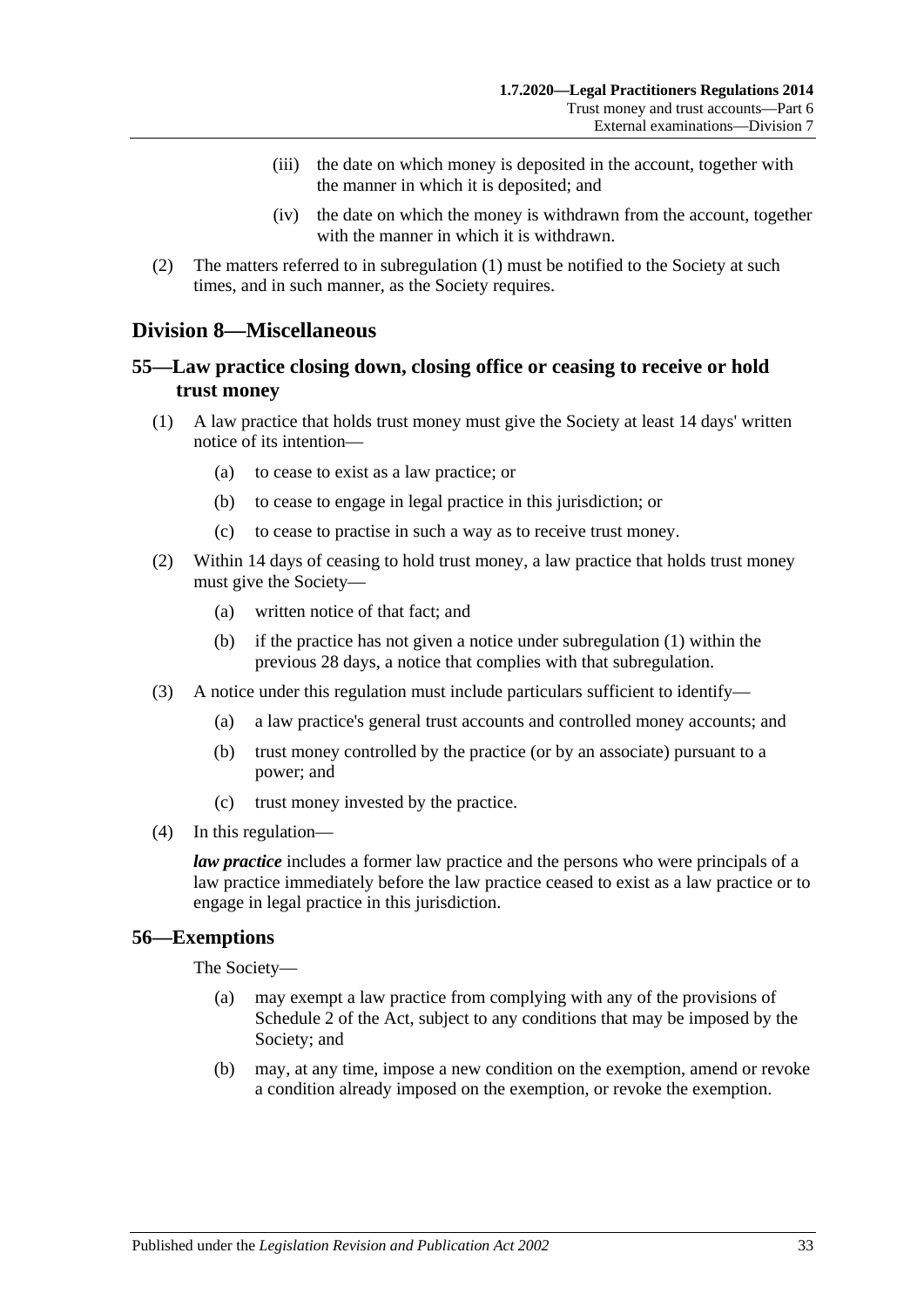(iii) the date on which money is deposited in the account, together with the manner in which it is deposited; and

(iv) the date on which the money is withdrawn from the account, together with the manner in which it is withdrawn.

(2) The matters referred to in subregulation (1) must be notified to the Society at such times, and in such manner, as the Society requires.

## Division 8—Miscellaneous

### 55—Law practice closing down, closing office or ceasing to receive or hold trust money

(1) A law practice that holds trust money must give the Society at least 14 days' written notice of its intention—

(a) to cease to exist as a law practice; or

(b) to cease to engage in legal practice in this jurisdiction; or

(c) to cease to practise in such a way as to receive trust money.

(2) Within 14 days of ceasing to hold trust money, a law practice that holds trust money must give the Society—

(a) written notice of that fact; and

(b) if the practice has not given a notice under subregulation (1) within the previous 28 days, a notice that complies with that subregulation.

(3) A notice under this regulation must include particulars sufficient to identify—

(a) a law practice's general trust accounts and controlled money accounts; and

(b) trust money controlled by the practice (or by an associate) pursuant to a power; and

(c) trust money invested by the practice.

(4) In this regulation—

***law practice*** includes a former law practice and the persons who were principals of a law practice immediately before the law practice ceased to exist as a law practice or to engage in legal practice in this jurisdiction.

### 56—Exemptions

The Society—

(a) may exempt a law practice from complying with any of the provisions of Schedule 2 of the Act, subject to any conditions that may be imposed by the Society; and

(b) may, at any time, impose a new condition on the exemption, amend or revoke a condition already imposed on the exemption, or revoke the exemption.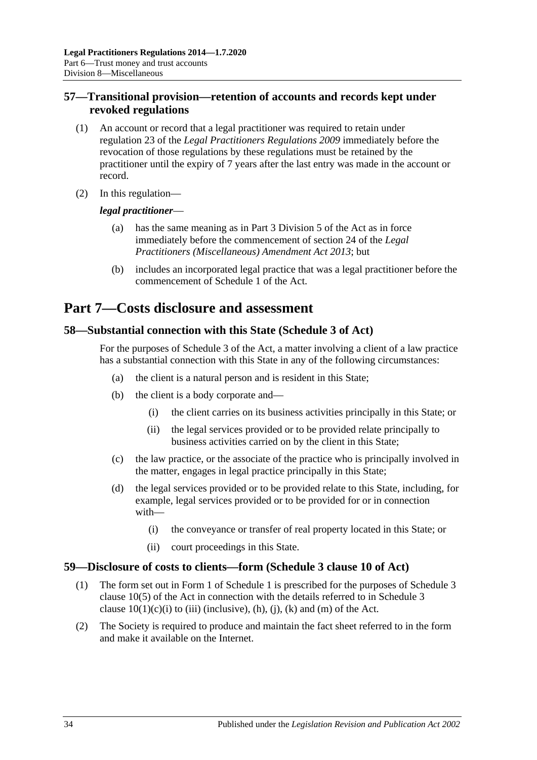## 57—Transitional provision—retention of accounts and records kept under revoked regulations

(1) An account or record that a legal practitioner was required to retain under regulation 23 of the *Legal Practitioners Regulations 2009* immediately before the revocation of those regulations by these regulations must be retained by the practitioner until the expiry of 7 years after the last entry was made in the account or record.

(2) In this regulation—

***legal practitioner***—

(a) has the same meaning as in Part 3 Division 5 of the Act as in force immediately before the commencement of section 24 of the *Legal Practitioners (Miscellaneous) Amendment Act 2013*; but

(b) includes an incorporated legal practice that was a legal practitioner before the commencement of Schedule 1 of the Act.

# Part 7—Costs disclosure and assessment

## 58—Substantial connection with this State (Schedule 3 of Act)

For the purposes of Schedule 3 of the Act, a matter involving a client of a law practice has a substantial connection with this State in any of the following circumstances:

(a) the client is a natural person and is resident in this State;

(b) the client is a body corporate and—

(i) the client carries on its business activities principally in this State; or

(ii) the legal services provided or to be provided relate principally to business activities carried on by the client in this State;

(c) the law practice, or the associate of the practice who is principally involved in the matter, engages in legal practice principally in this State;

(d) the legal services provided or to be provided relate to this State, including, for example, legal services provided or to be provided for or in connection with—

(i) the conveyance or transfer of real property located in this State; or

(ii) court proceedings in this State.

## 59—Disclosure of costs to clients—form (Schedule 3 clause 10 of Act)

(1) The form set out in Form 1 of Schedule 1 is prescribed for the purposes of Schedule 3 clause 10(5) of the Act in connection with the details referred to in Schedule 3 clause 10(1)(c)(i) to (iii) (inclusive), (h), (j), (k) and (m) of the Act.

(2) The Society is required to produce and maintain the fact sheet referred to in the form and make it available on the Internet.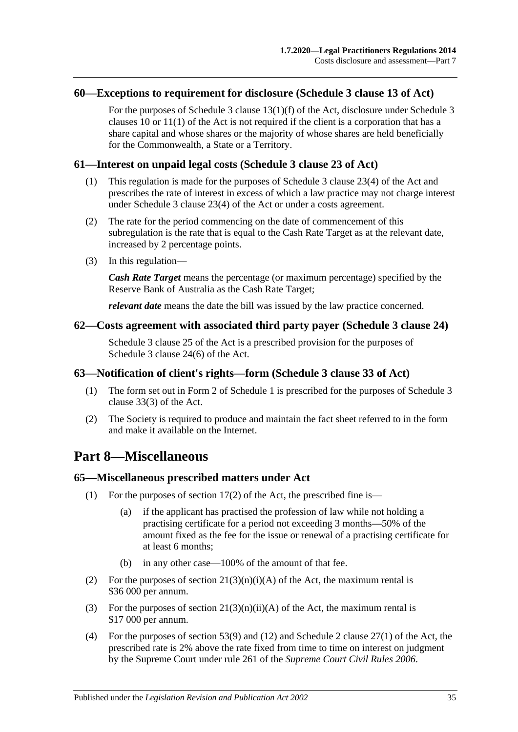### 60—Exceptions to requirement for disclosure (Schedule 3 clause 13 of Act)

For the purposes of Schedule 3 clause 13(1)(f) of the Act, disclosure under Schedule 3 clauses 10 or 11(1) of the Act is not required if the client is a corporation that has a share capital and whose shares or the majority of whose shares are held beneficially for the Commonwealth, a State or a Territory.

### 61—Interest on unpaid legal costs (Schedule 3 clause 23 of Act)

(1) This regulation is made for the purposes of Schedule 3 clause 23(4) of the Act and prescribes the rate of interest in excess of which a law practice may not charge interest under Schedule 3 clause 23(4) of the Act or under a costs agreement.

(2) The rate for the period commencing on the date of commencement of this subregulation is the rate that is equal to the Cash Rate Target as at the relevant date, increased by 2 percentage points.

(3) In this regulation—

***Cash Rate Target*** means the percentage (or maximum percentage) specified by the Reserve Bank of Australia as the Cash Rate Target;

***relevant date*** means the date the bill was issued by the law practice concerned.

### 62—Costs agreement with associated third party payer (Schedule 3 clause 24)

Schedule 3 clause 25 of the Act is a prescribed provision for the purposes of Schedule 3 clause 24(6) of the Act.

### 63—Notification of client's rights—form (Schedule 3 clause 33 of Act)

(1) The form set out in Form 2 of Schedule 1 is prescribed for the purposes of Schedule 3 clause 33(3) of the Act.

(2) The Society is required to produce and maintain the fact sheet referred to in the form and make it available on the Internet.

## Part 8—Miscellaneous

### 65—Miscellaneous prescribed matters under Act

(1) For the purposes of section 17(2) of the Act, the prescribed fine is—

- (a) if the applicant has practised the profession of law while not holding a practising certificate for a period not exceeding 3 months—50% of the amount fixed as the fee for the issue or renewal of a practising certificate for at least 6 months;
- (b) in any other case—100% of the amount of that fee.

(2) For the purposes of section 21(3)(n)(i)(A) of the Act, the maximum rental is $36 000 per annum.

(3) For the purposes of section 21(3)(n)(ii)(A) of the Act, the maximum rental is $17 000 per annum.

(4) For the purposes of section 53(9) and (12) and Schedule 2 clause 27(1) of the Act, the prescribed rate is 2% above the rate fixed from time to time on interest on judgment by the Supreme Court under rule 261 of the *Supreme Court Civil Rules 2006*.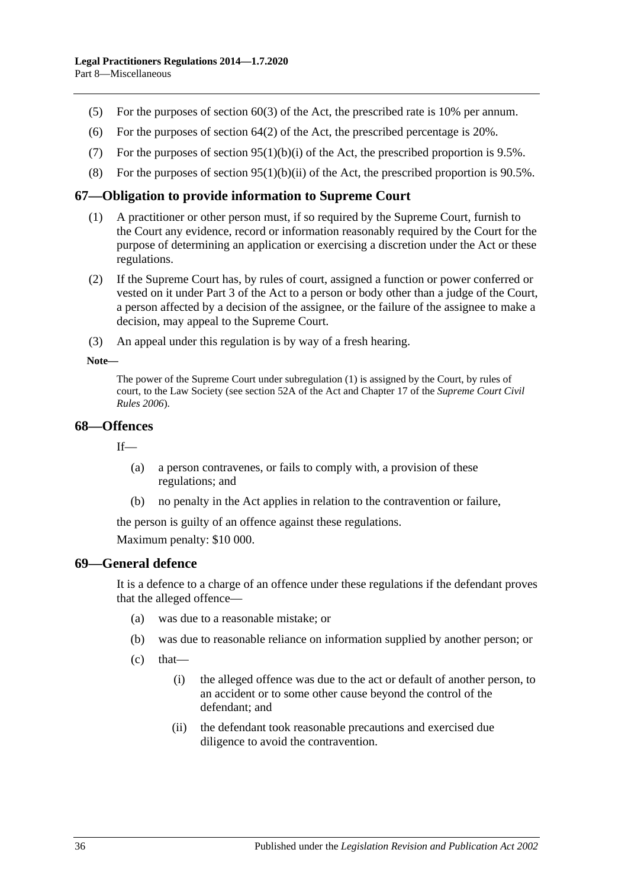(5) For the purposes of section 60(3) of the Act, the prescribed rate is 10% per annum.

(6) For the purposes of section 64(2) of the Act, the prescribed percentage is 20%.

(7) For the purposes of section 95(1)(b)(i) of the Act, the prescribed proportion is 9.5%.

(8) For the purposes of section 95(1)(b)(ii) of the Act, the prescribed proportion is 90.5%.

## 67—Obligation to provide information to Supreme Court

(1) A practitioner or other person must, if so required by the Supreme Court, furnish to the Court any evidence, record or information reasonably required by the Court for the purpose of determining an application or exercising a discretion under the Act or these regulations.

(2) If the Supreme Court has, by rules of court, assigned a function or power conferred or vested on it under Part 3 of the Act to a person or body other than a judge of the Court, a person affected by a decision of the assignee, or the failure of the assignee to make a decision, may appeal to the Supreme Court.

(3) An appeal under this regulation is by way of a fresh hearing.

**Note—**

The power of the Supreme Court under subregulation (1) is assigned by the Court, by rules of court, to the Law Society (see section 52A of the Act and Chapter 17 of the *Supreme Court Civil Rules 2006*).

## 68—Offences

If—

(a) a person contravenes, or fails to comply with, a provision of these regulations; and

(b) no penalty in the Act applies in relation to the contravention or failure,

the person is guilty of an offence against these regulations.

Maximum penalty: $10 000.

## 69—General defence

It is a defence to a charge of an offence under these regulations if the defendant proves that the alleged offence—

(a) was due to a reasonable mistake; or

(b) was due to reasonable reliance on information supplied by another person; or

(c) that—

(i) the alleged offence was due to the act or default of another person, to an accident or to some other cause beyond the control of the defendant; and

(ii) the defendant took reasonable precautions and exercised due diligence to avoid the contravention.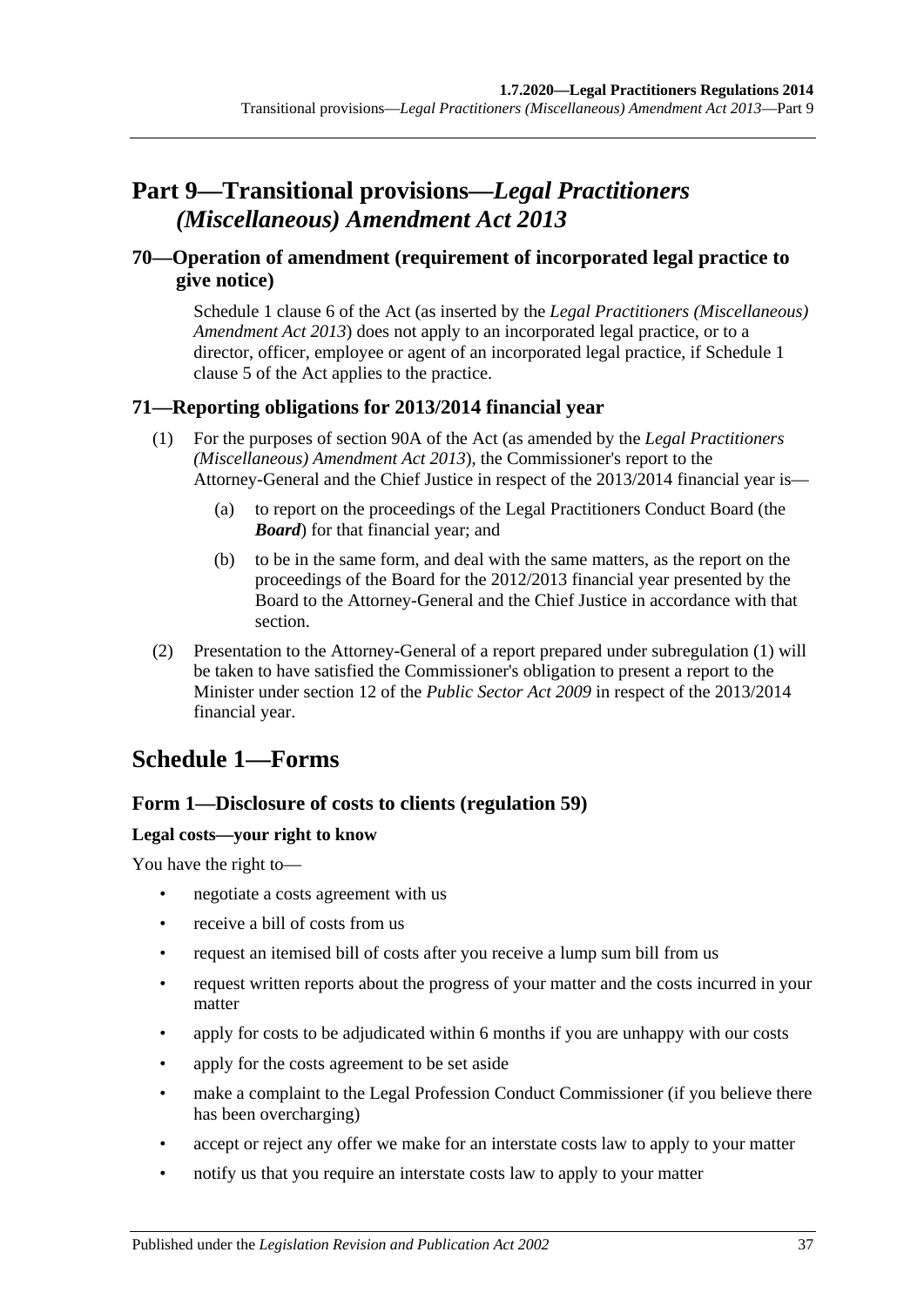# Part 9—Transitional provisions—*Legal Practitioners (Miscellaneous) Amendment Act 2013*

## 70—Operation of amendment (requirement of incorporated legal practice to give notice)

Schedule 1 clause 6 of the Act (as inserted by the *Legal Practitioners (Miscellaneous) Amendment Act 2013*) does not apply to an incorporated legal practice, or to a director, officer, employee or agent of an incorporated legal practice, if Schedule 1 clause 5 of the Act applies to the practice.

## 71—Reporting obligations for 2013/2014 financial year

(1) For the purposes of section 90A of the Act (as amended by the *Legal Practitioners (Miscellaneous) Amendment Act 2013*), the Commissioner's report to the Attorney-General and the Chief Justice in respect of the 2013/2014 financial year is—

(a) to report on the proceedings of the Legal Practitioners Conduct Board (the ***Board***) for that financial year; and

(b) to be in the same form, and deal with the same matters, as the report on the proceedings of the Board for the 2012/2013 financial year presented by the Board to the Attorney-General and the Chief Justice in accordance with that section.

(2) Presentation to the Attorney-General of a report prepared under subregulation (1) will be taken to have satisfied the Commissioner's obligation to present a report to the Minister under section 12 of the *Public Sector Act 2009* in respect of the 2013/2014 financial year.

# Schedule 1—Forms

## Form 1—Disclosure of costs to clients (regulation 59)

**Legal costs—your right to know**

You have the right to—

- negotiate a costs agreement with us
- receive a bill of costs from us
- request an itemised bill of costs after you receive a lump sum bill from us
- request written reports about the progress of your matter and the costs incurred in your matter
- apply for costs to be adjudicated within 6 months if you are unhappy with our costs
- apply for the costs agreement to be set aside
- make a complaint to the Legal Profession Conduct Commissioner (if you believe there has been overcharging)
- accept or reject any offer we make for an interstate costs law to apply to your matter
- notify us that you require an interstate costs law to apply to your matter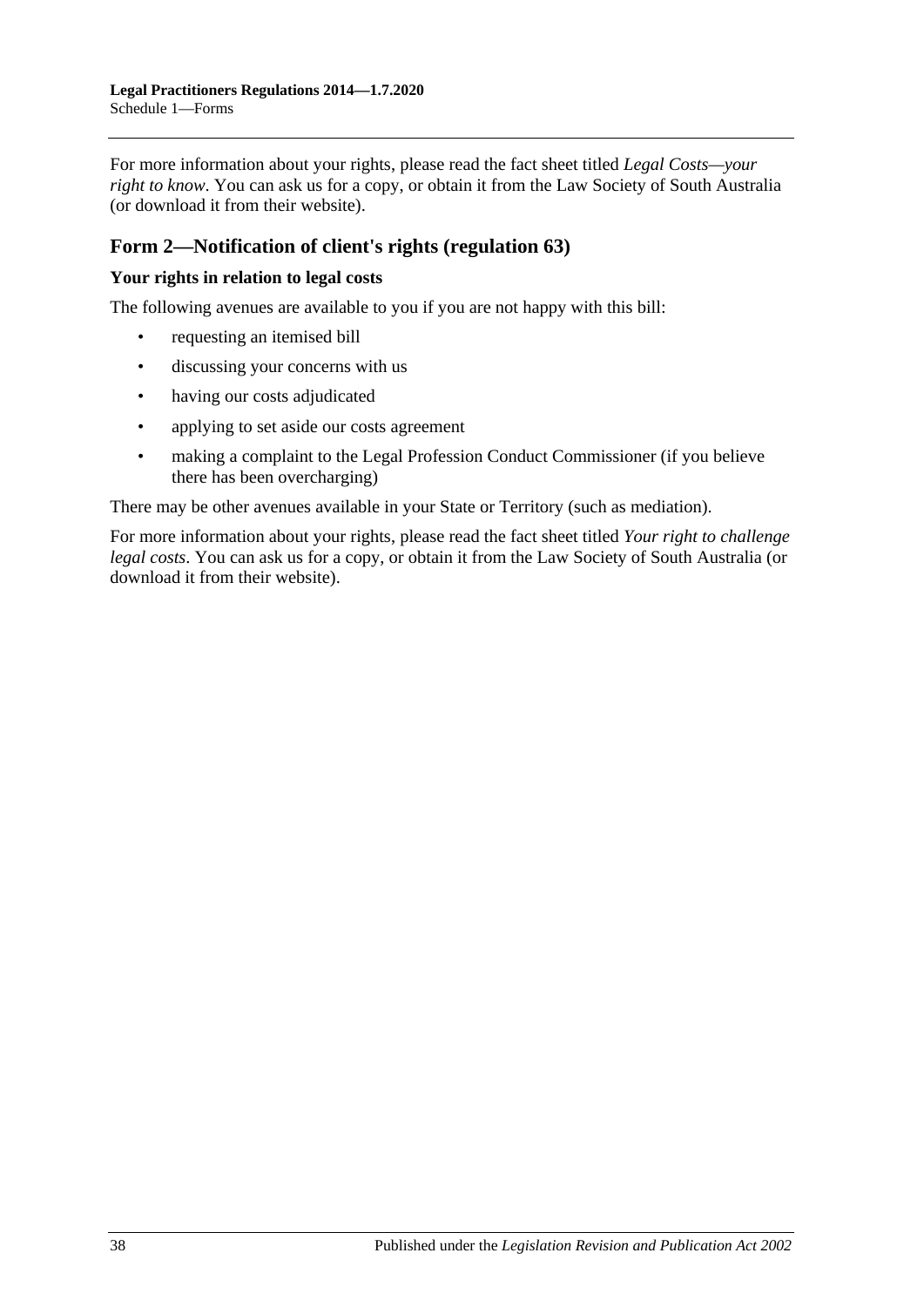For more information about your rights, please read the fact sheet titled *Legal Costs—your right to know*. You can ask us for a copy, or obtain it from the Law Society of South Australia (or download it from their website).

## Form 2—Notification of client's rights (regulation 63)

**Your rights in relation to legal costs**

The following avenues are available to you if you are not happy with this bill:

- requesting an itemised bill
- discussing your concerns with us
- having our costs adjudicated
- applying to set aside our costs agreement
- making a complaint to the Legal Profession Conduct Commissioner (if you believe there has been overcharging)

There may be other avenues available in your State or Territory (such as mediation).

For more information about your rights, please read the fact sheet titled *Your right to challenge legal costs*. You can ask us for a copy, or obtain it from the Law Society of South Australia (or download it from their website).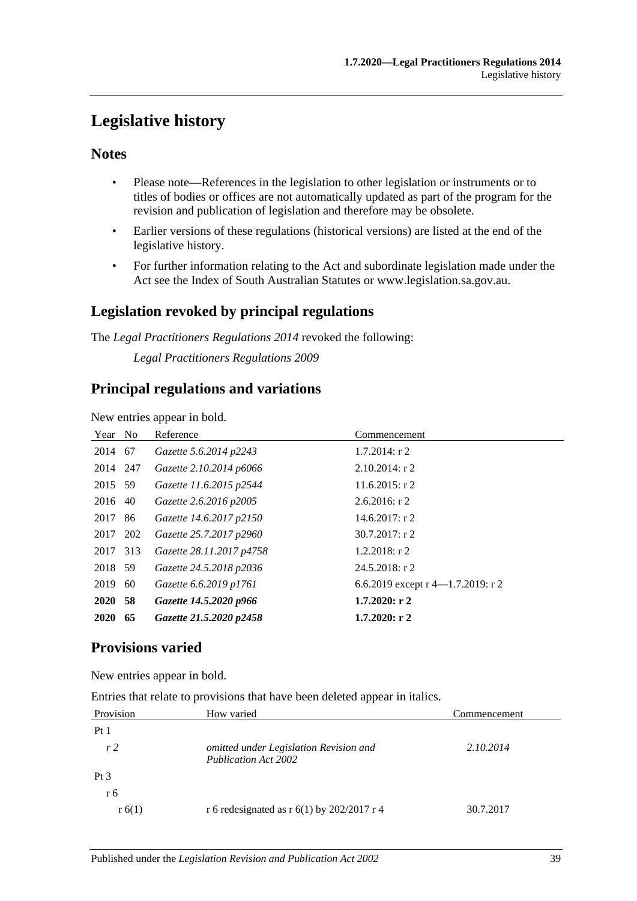# Legislative history

## Notes

- Please note—References in the legislation to other legislation or instruments or to titles of bodies or offices are not automatically updated as part of the program for the revision and publication of legislation and therefore may be obsolete.
- Earlier versions of these regulations (historical versions) are listed at the end of the legislative history.
- For further information relating to the Act and subordinate legislation made under the Act see the Index of South Australian Statutes or www.legislation.sa.gov.au.

## Legislation revoked by principal regulations

The *Legal Practitioners Regulations 2014* revoked the following:

*Legal Practitioners Regulations 2009*

## Principal regulations and variations

New entries appear in bold.

| Year | No | Reference | Commencement |
|---|---|---|---|
| 2014 | 67 | *Gazette 5.6.2014 p2243* | 1.7.2014: r 2 |
| 2014 | 247 | *Gazette 2.10.2014 p6066* | 2.10.2014: r 2 |
| 2015 | 59 | *Gazette 11.6.2015 p2544* | 11.6.2015: r 2 |
| 2016 | 40 | *Gazette 2.6.2016 p2005* | 2.6.2016: r 2 |
| 2017 | 86 | *Gazette 14.6.2017 p2150* | 14.6.2017: r 2 |
| 2017 | 202 | *Gazette 25.7.2017 p2960* | 30.7.2017: r 2 |
| 2017 | 313 | *Gazette 28.11.2017 p4758* | 1.2.2018: r 2 |
| 2018 | 59 | *Gazette 24.5.2018 p2036* | 24.5.2018: r 2 |
| 2019 | 60 | *Gazette 6.6.2019 p1761* | 6.6.2019 except r 4—1.7.2019: r 2 |
| **2020** | **58** | ***Gazette 14.5.2020 p966*** | **1.7.2020: r 2** |
| **2020** | **65** | ***Gazette 21.5.2020 p2458*** | **1.7.2020: r 2** |

## Provisions varied

New entries appear in bold.

Entries that relate to provisions that have been deleted appear in italics.

| Provision | How varied | Commencement |
|---|---|---|
| Pt 1 | | |
| *r 2* | *omitted under Legislation Revision and Publication Act 2002* | *2.10.2014* |
| Pt 3 | | |
| r 6 | | |
| r 6(1) | r 6 redesignated as r 6(1) by 202/2017 r 4 | 30.7.2017 |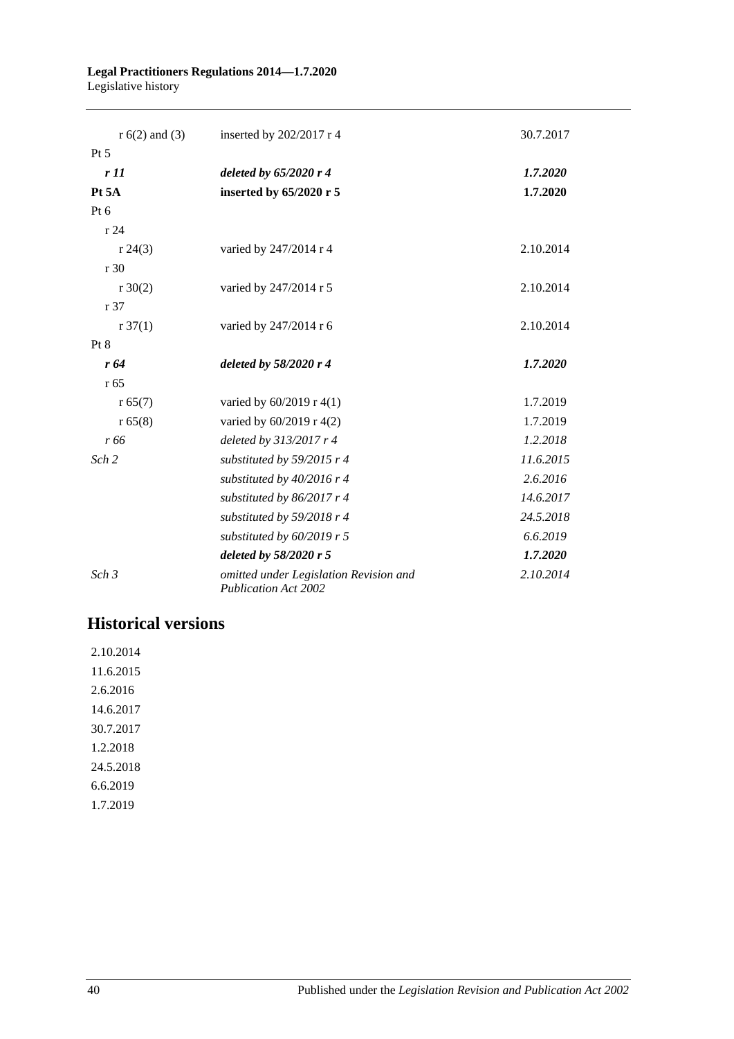| | | |
|---|---|---|
| r 6(2) and (3) | inserted by 202/2017 r 4 | 30.7.2017 |
| Pt 5 | | |
| ***r 11*** | ***deleted by 65/2020 r 4*** | ***1.7.2020*** |
| **Pt 5A** | **inserted by 65/2020 r 5** | **1.7.2020** |
| Pt 6 | | |
| r 24 | | |
| r 24(3) | varied by 247/2014 r 4 | 2.10.2014 |
| r 30 | | |
| r 30(2) | varied by 247/2014 r 5 | 2.10.2014 |
| r 37 | | |
| r 37(1) | varied by 247/2014 r 6 | 2.10.2014 |
| Pt 8 | | |
| ***r 64*** | ***deleted by 58/2020 r 4*** | ***1.7.2020*** |
| r 65 | | |
| r 65(7) | varied by 60/2019 r 4(1) | 1.7.2019 |
| r 65(8) | varied by 60/2019 r 4(2) | 1.7.2019 |
| *r 66* | *deleted by 313/2017 r 4* | *1.2.2018* |
| *Sch 2* | *substituted by 59/2015 r 4* | *11.6.2015* |
| | *substituted by 40/2016 r 4* | *2.6.2016* |
| | *substituted by 86/2017 r 4* | *14.6.2017* |
| | *substituted by 59/2018 r 4* | *24.5.2018* |
| | *substituted by 60/2019 r 5* | *6.6.2019* |
| | ***deleted by 58/2020 r 5*** | ***1.7.2020*** |
| *Sch 3* | *omitted under Legislation Revision and Publication Act 2002* | *2.10.2014* |

## Historical versions

2.10.2014
11.6.2015
2.6.2016
14.6.2017
30.7.2017
1.2.2018
24.5.2018
6.6.2019
1.7.2019